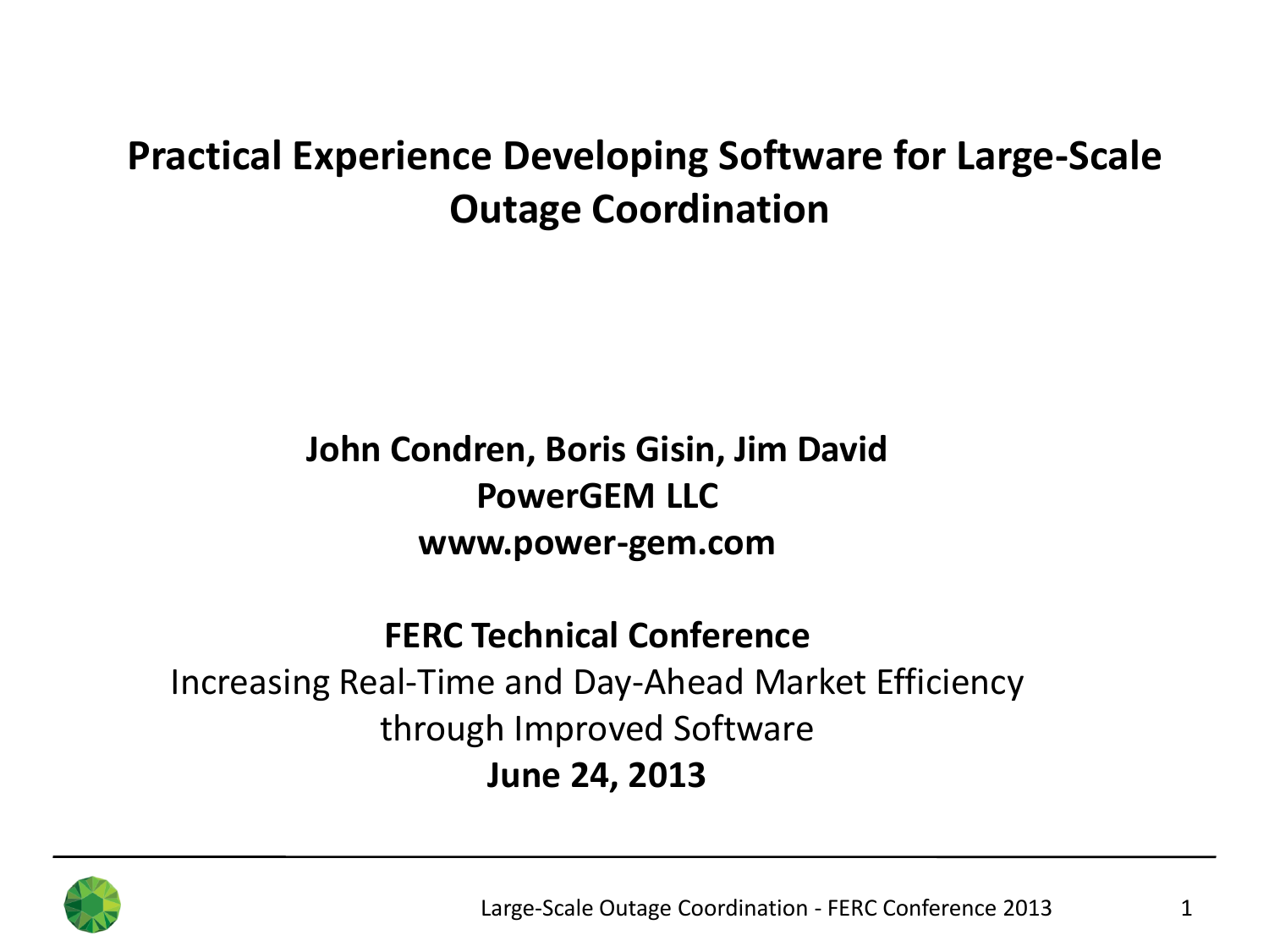# Practical Experience Developing Software for Large-Scale Outage Coordination

**John Condren, Boris Gisin, Jim David**
**PowerGEM LLC**
**www.power-gem.com**

**FERC Technical Conference**
Increasing Real-Time and Day-Ahead Market Efficiency through Improved Software
**June 24, 2013**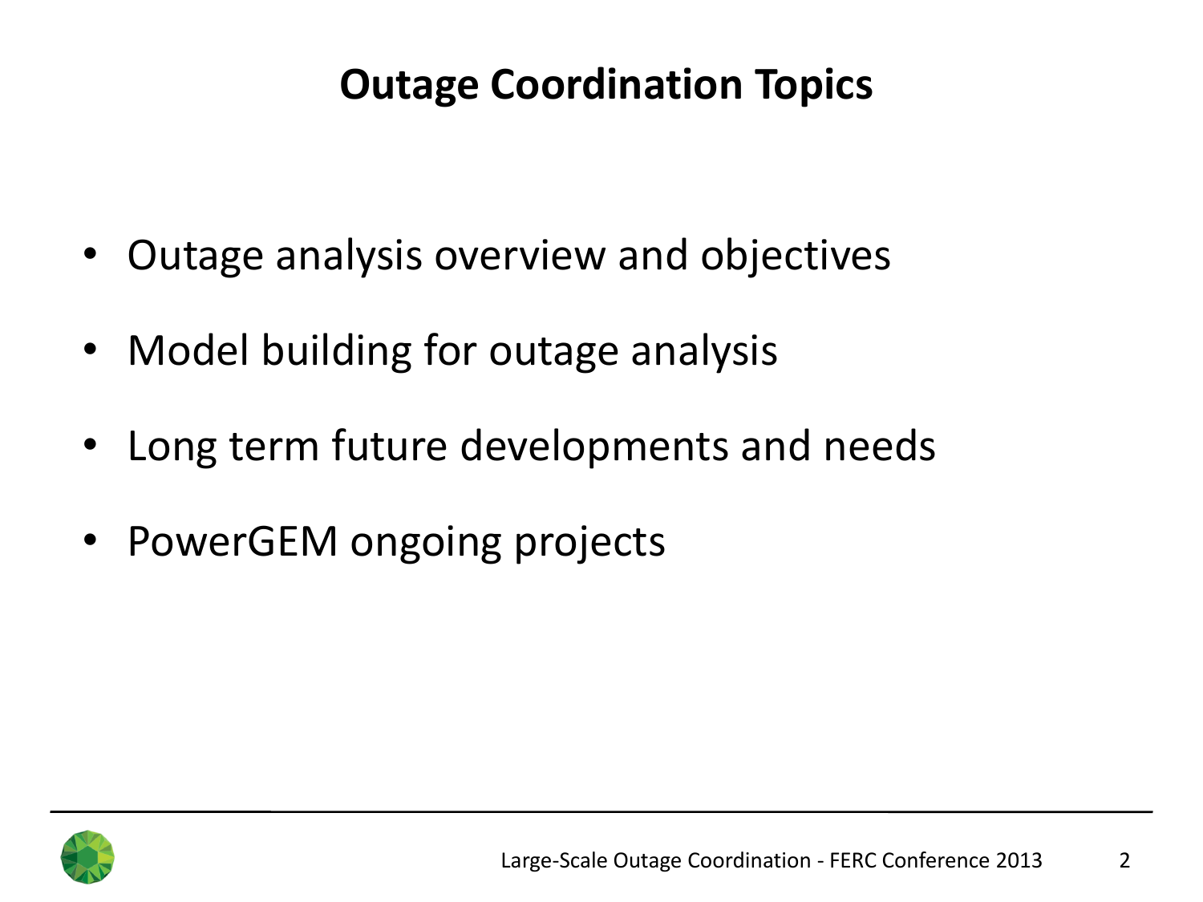# Outage Coordination Topics

- Outage analysis overview and objectives
- Model building for outage analysis
- Long term future developments and needs
- PowerGEM ongoing projects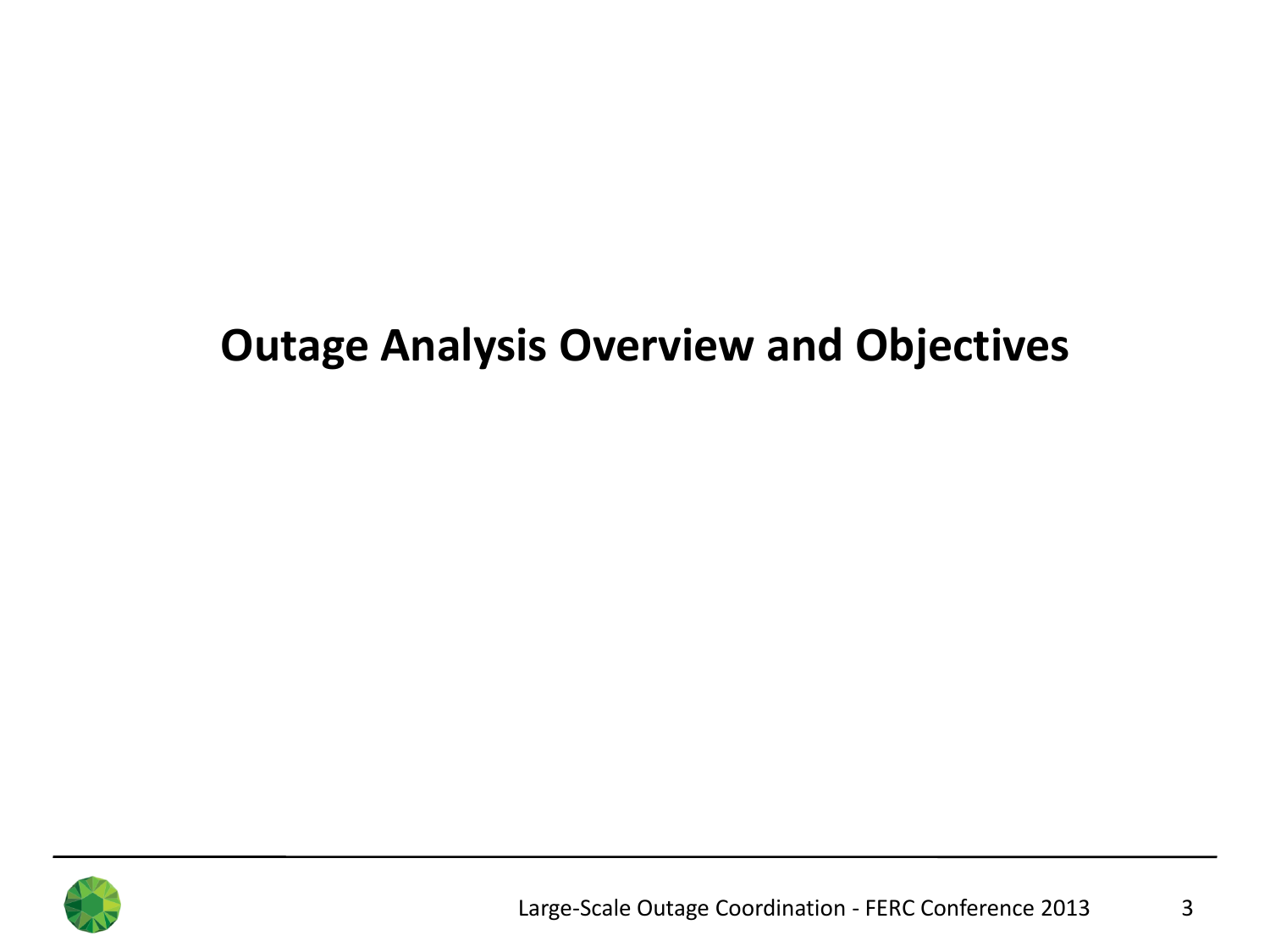# Outage Analysis Overview and Objectives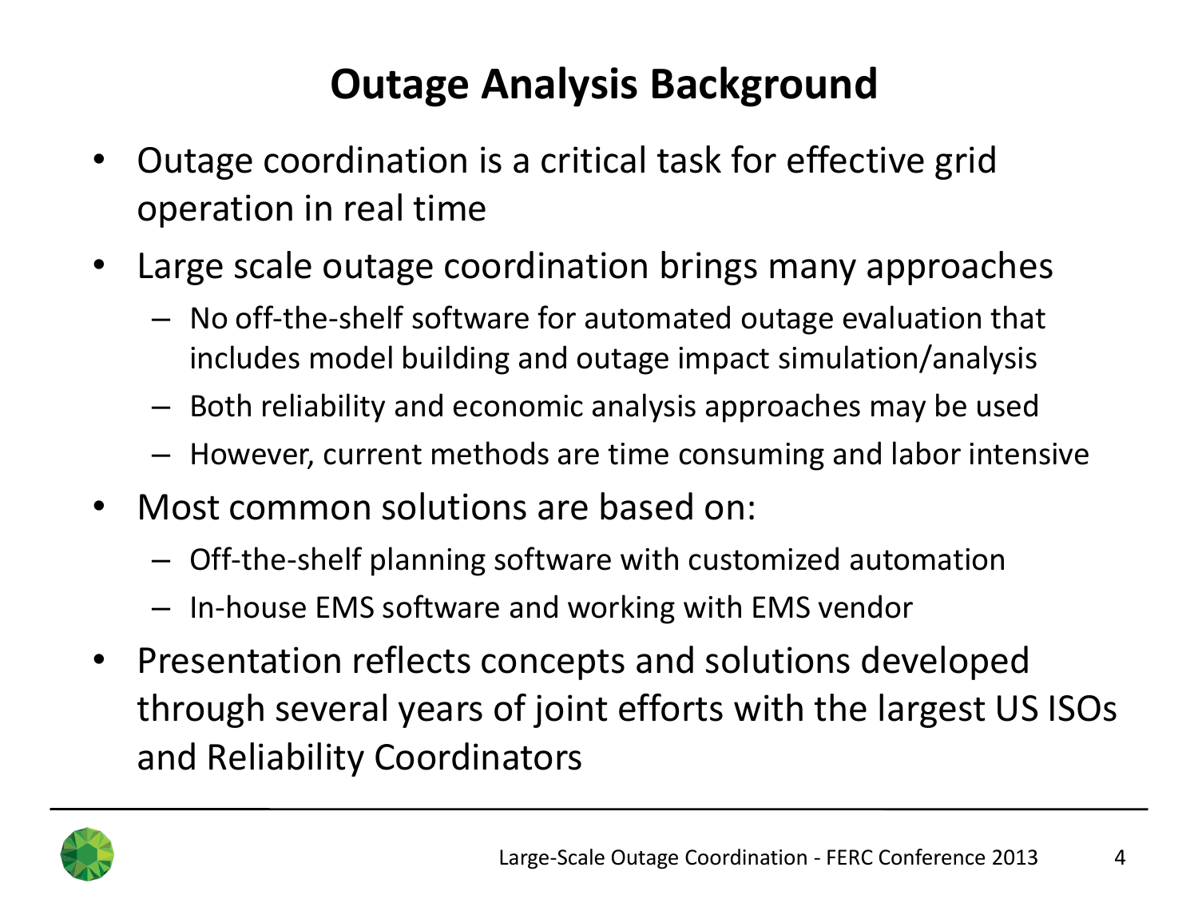# Outage Analysis Background

- Outage coordination is a critical task for effective grid operation in real time
- Large scale outage coordination brings many approaches
  - No off-the-shelf software for automated outage evaluation that includes model building and outage impact simulation/analysis
  - Both reliability and economic analysis approaches may be used
  - However, current methods are time consuming and labor intensive
- Most common solutions are based on:
  - Off-the-shelf planning software with customized automation
  - In-house EMS software and working with EMS vendor
- Presentation reflects concepts and solutions developed through several years of joint efforts with the largest US ISOs and Reliability Coordinators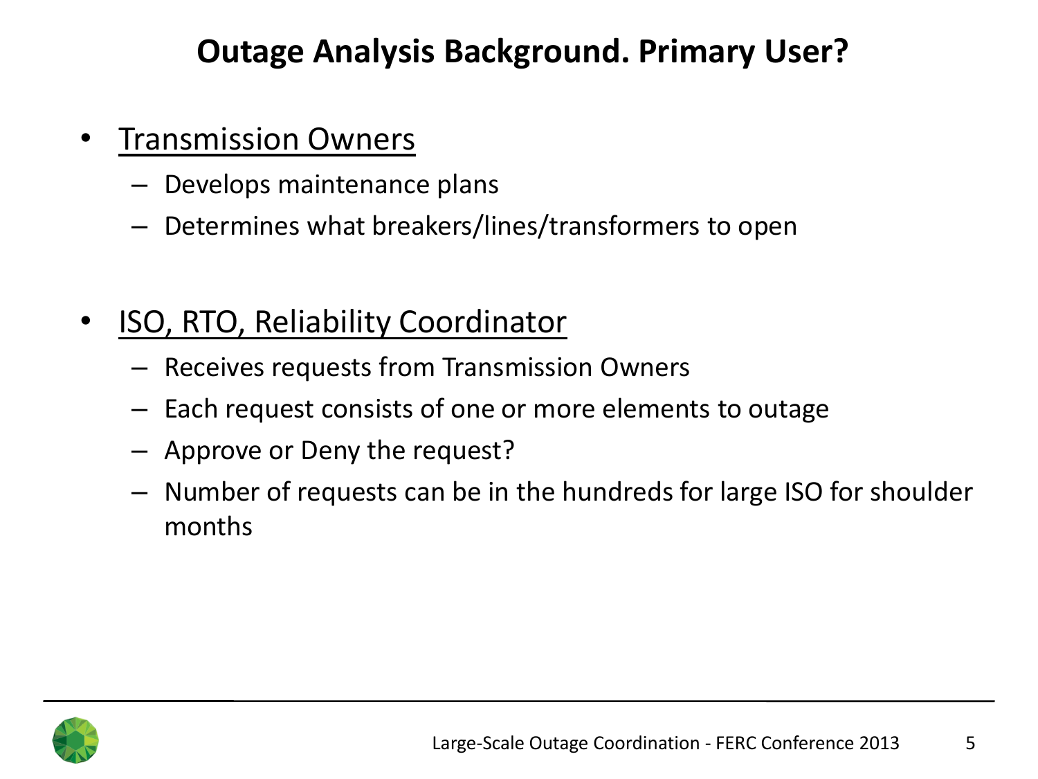# Outage Analysis Background. Primary User?

- Transmission Owners
  - Develops maintenance plans
  - Determines what breakers/lines/transformers to open

- ISO, RTO, Reliability Coordinator
  - Receives requests from Transmission Owners
  - Each request consists of one or more elements to outage
  - Approve or Deny the request?
  - Number of requests can be in the hundreds for large ISO for shoulder months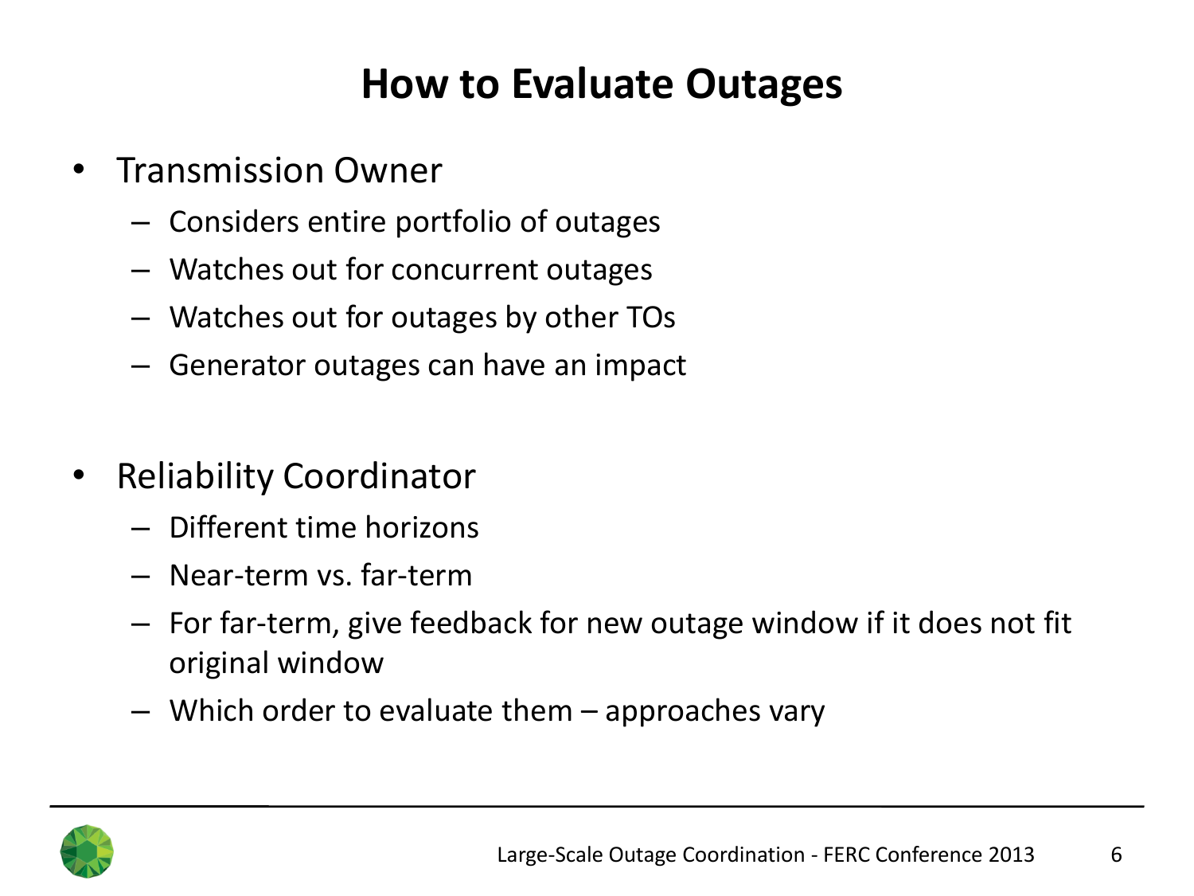# How to Evaluate Outages

- Transmission Owner
  - Considers entire portfolio of outages
  - Watches out for concurrent outages
  - Watches out for outages by other TOs
  - Generator outages can have an impact

- Reliability Coordinator
  - Different time horizons
  - Near-term vs. far-term
  - For far-term, give feedback for new outage window if it does not fit original window
  - Which order to evaluate them – approaches vary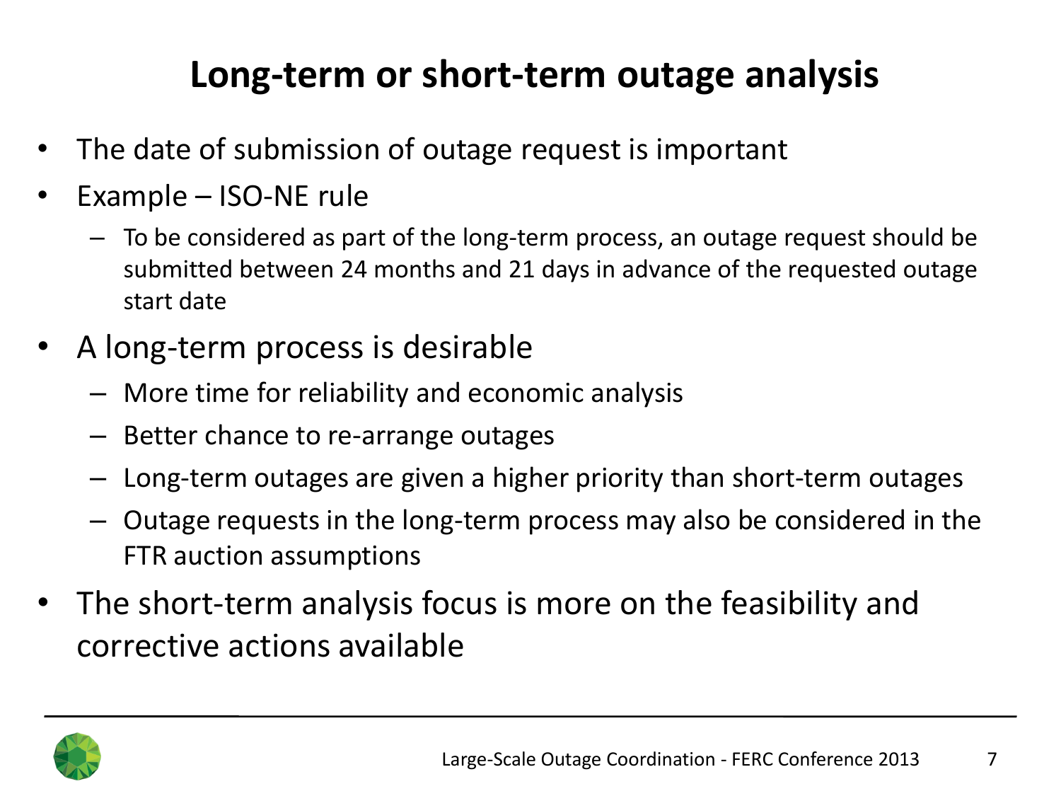# Long-term or short-term outage analysis

- The date of submission of outage request is important
- Example – ISO-NE rule
  - To be considered as part of the long-term process, an outage request should be submitted between 24 months and 21 days in advance of the requested outage start date
- A long-term process is desirable
  - More time for reliability and economic analysis
  - Better chance to re-arrange outages
  - Long-term outages are given a higher priority than short-term outages
  - Outage requests in the long-term process may also be considered in the FTR auction assumptions
- The short-term analysis focus is more on the feasibility and corrective actions available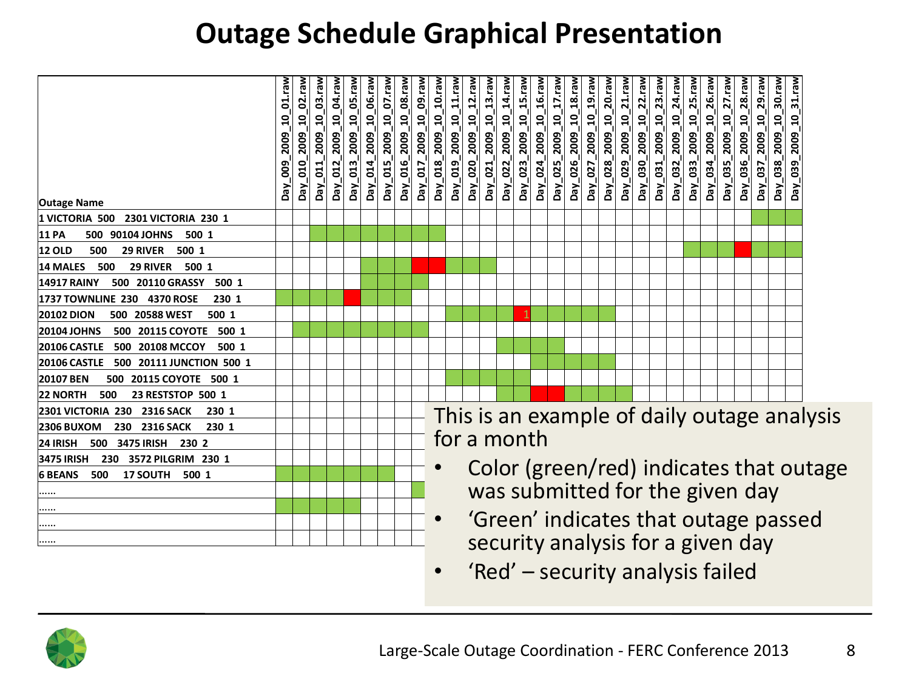# Outage Schedule Graphical Presentation

| Outage Name | Day_009_2009_10_01.raw | Day_010_2009_10_02.raw | Day_011_2009_10_03.raw | Day_012_2009_10_04.raw | Day_013_2009_10_05.raw | Day_014_2009_10_06.raw | Day_015_2009_10_07.raw | Day_016_2009_10_08.raw | Day_017_2009_10_09.raw | Day_018_2009_10_10.raw | Day_019_2009_10_11.raw | Day_020_2009_10_12.raw | Day_021_2009_10_13.raw | Day_022_2009_10_14.raw | Day_023_2009_10_15.raw | Day_024_2009_10_16.raw | Day_025_2009_10_17.raw | Day_026_2009_10_18.raw | Day_027_2009_10_19.raw | Day_028_2009_10_20.raw | Day_029_2009_10_21.raw | Day_030_2009_10_22.raw | Day_031_2009_10_23.raw | Day_032_2009_10_24.raw | Day_033_2009_10_25.raw | Day_034_2009_10_26.raw | Day_035_2009_10_27.raw | Day_036_2009_10_28.raw | Day_037_2009_10_29.raw | Day_038_2009_10_30.raw | Day_039_2009_10_31.raw |
|---|---|---|---|---|---|---|---|---|---|---|---|---|---|---|---|---|---|---|---|---|---|---|---|---|---|---|---|---|---|---|---|
| 1 VICTORIA 500 2301 VICTORIA 230 1 | | | | | | | | | | | | | | | | | | | | | | | | | | | | | | | |
| 11 PA 500 90104 JOHNS 500 1 | | | | | | | | | | | | | | | | | | | | | | | | | | | | | | | |
| 12 OLD 500 29 RIVER 500 1 | | | | | | | | | | | | | | | | | | | | | | | | | | | | | | | |
| 14 MALES 500 29 RIVER 500 1 | | | | | | | | | | | | | | | | | | | | | | | | | | | | | | | |
| 14917 RAINY 500 20110 GRASSY 500 1 | | | | | | | | | | | | | | | | | | | | | | | | | | | | | | | |
| 1737 TOWNLINE 230 4370 ROSE 230 1 | | | | | | | | | | | | | | | | | | | | | | | | | | | | | | | |
| 20102 DION 500 20588 WEST 500 1 | | | | | | | | | | | | | | | 1 | | | | | | | | | | | | | | | | |
| 20104 JOHNS 500 20115 COYOTE 500 1 | | | | | | | | | | | | | | | | | | | | | | | | | | | | | | | |
| 20106 CASTLE 500 20108 MCCOY 500 1 | | | | | | | | | | | | | | | | | | | | | | | | | | | | | | | |
| 20106 CASTLE 500 20111 JUNCTION 500 1 | | | | | | | | | | | | | | | | | | | | | | | | | | | | | | | |
| 20107 BEN 500 20115 COYOTE 500 1 | | | | | | | | | | | | | | | | | | | | | | | | | | | | | | | |
| 22 NORTH 500 23 RESTSTOP 500 1 | | | | | | | | | | | | | | | | | | | | | | | | | | | | | | | |
| 2301 VICTORIA 230 2316 SACK 230 1 | | | | | | | | | | | | | | | | | | | | | | | | | | | | | | | |
| 2306 BUXOM 230 2316 SACK 230 1 | | | | | | | | | | | | | | | | | | | | | | | | | | | | | | | |
| 24 IRISH 500 3475 IRISH 230 2 | | | | | | | | | | | | | | | | | | | | | | | | | | | | | | | |
| 3475 IRISH 230 3572 PILGRIM 230 1 | | | | | | | | | | | | | | | | | | | | | | | | | | | | | | | |
| 6 BEANS 500 17 SOUTH 500 1 | | | | | | | | | | | | | | | | | | | | | | | | | | | | | | | |
| …… | | | | | | | | | | | | | | | | | | | | | | | | | | | | | | | |
| …… | | | | | | | | | | | | | | | | | | | | | | | | | | | | | | | |
| …… | | | | | | | | | | | | | | | | | | | | | | | | | | | | | | | |
| …… | | | | | | | | | | | | | | | | | | | | | | | | | | | | | | | |

This is an example of daily outage analysis for a month

- Color (green/red) indicates that outage was submitted for the given day
- 'Green' indicates that outage passed security analysis for a given day
- 'Red' – security analysis failed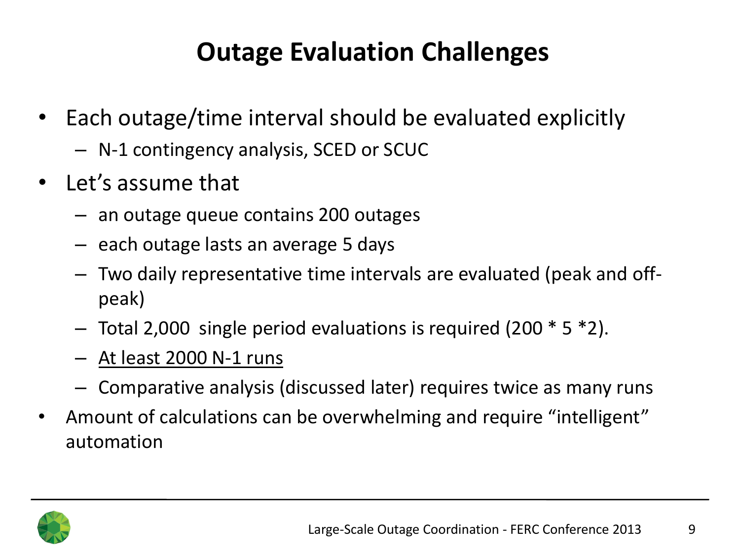# Outage Evaluation Challenges

- Each outage/time interval should be evaluated explicitly
  - N-1 contingency analysis, SCED or SCUC
- Let's assume that
  - an outage queue contains 200 outages
  - each outage lasts an average 5 days
  - Two daily representative time intervals are evaluated (peak and off-peak)
  - Total 2,000 single period evaluations is required (200 * 5 *2).
  - <u>At least 2000 N-1 runs</u>
  - Comparative analysis (discussed later) requires twice as many runs
- Amount of calculations can be overwhelming and require "intelligent" automation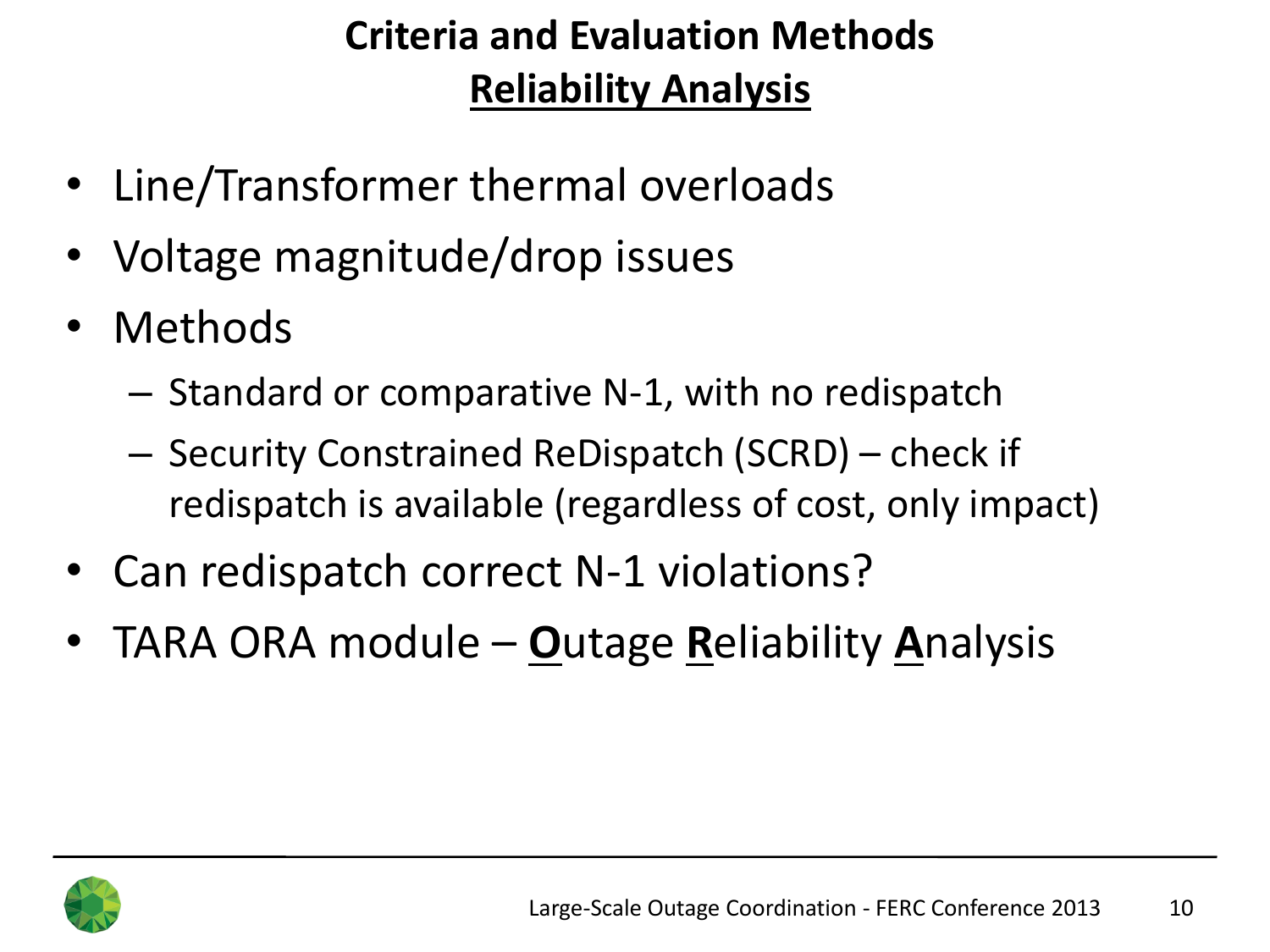# Criteria and Evaluation Methods

## Reliability Analysis

- Line/Transformer thermal overloads
- Voltage magnitude/drop issues
- Methods
  - Standard or comparative N-1, with no redispatch
  - Security Constrained ReDispatch (SCRD) – check if redispatch is available (regardless of cost, only impact)
- Can redispatch correct N-1 violations?
- TARA ORA module – **O**utage **R**eliability **A**nalysis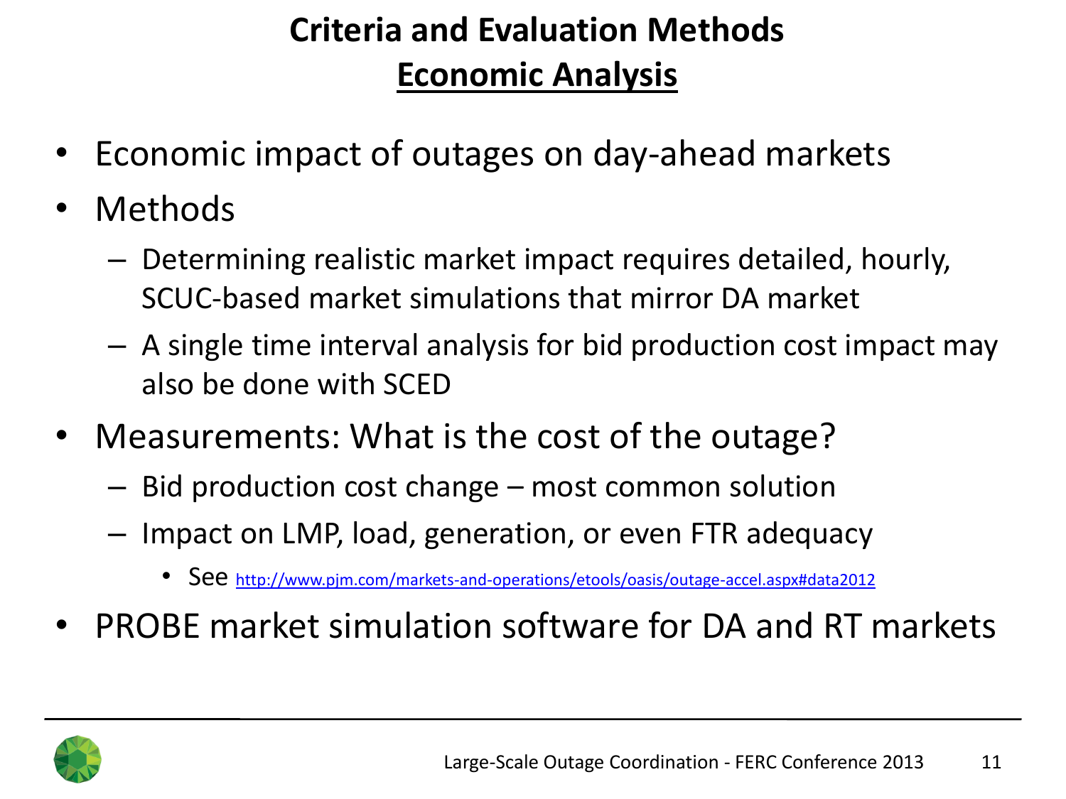# Criteria and Evaluation Methods

## Economic Analysis

- Economic impact of outages on day-ahead markets
- Methods
  - Determining realistic market impact requires detailed, hourly, SCUC-based market simulations that mirror DA market
  - A single time interval analysis for bid production cost impact may also be done with SCED
- Measurements: What is the cost of the outage?
  - Bid production cost change – most common solution
  - Impact on LMP, load, generation, or even FTR adequacy
    - See http://www.pjm.com/markets-and-operations/etools/oasis/outage-accel.aspx#data2012
- PROBE market simulation software for DA and RT markets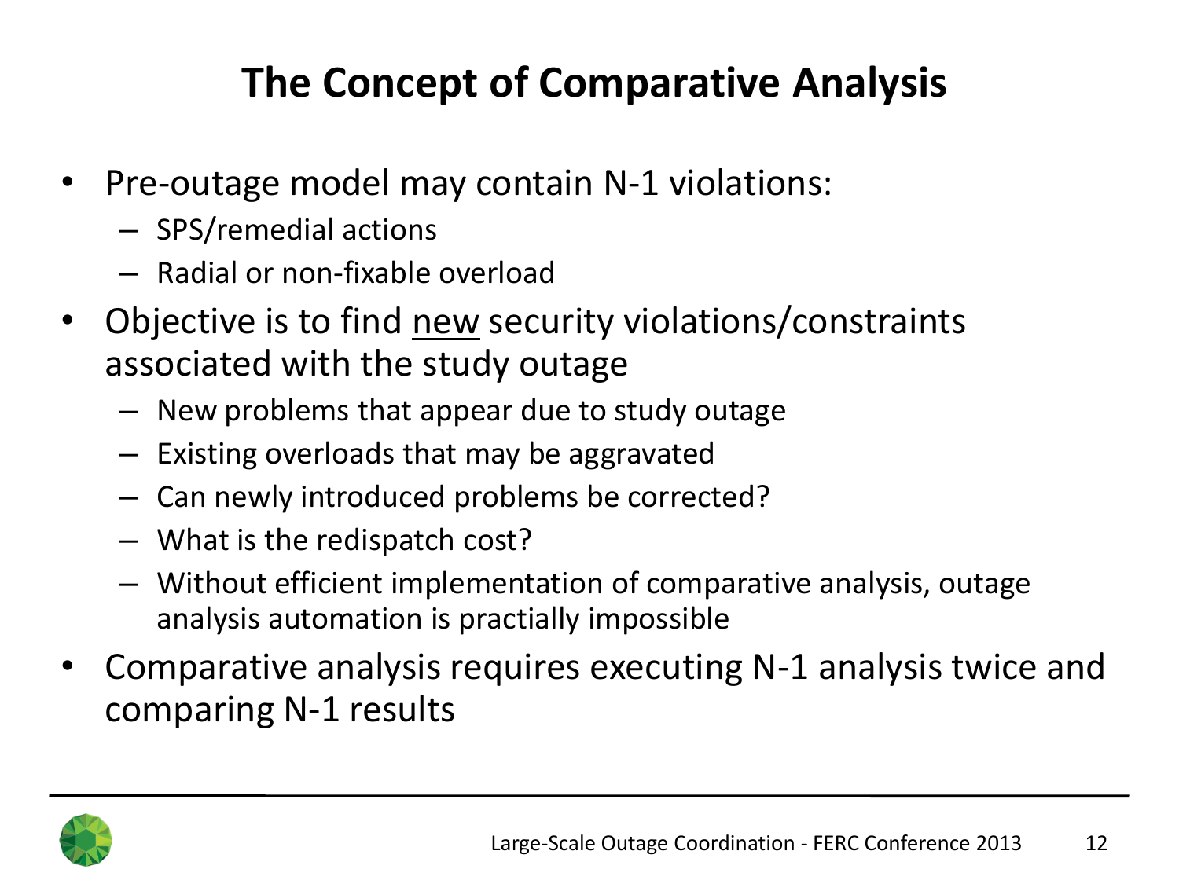# The Concept of Comparative Analysis

- Pre-outage model may contain N-1 violations:
  - SPS/remedial actions
  - Radial or non-fixable overload
- Objective is to find <u>new</u> security violations/constraints associated with the study outage
  - New problems that appear due to study outage
  - Existing overloads that may be aggravated
  - Can newly introduced problems be corrected?
  - What is the redispatch cost?
  - Without efficient implementation of comparative analysis, outage analysis automation is practially impossible
- Comparative analysis requires executing N-1 analysis twice and comparing N-1 results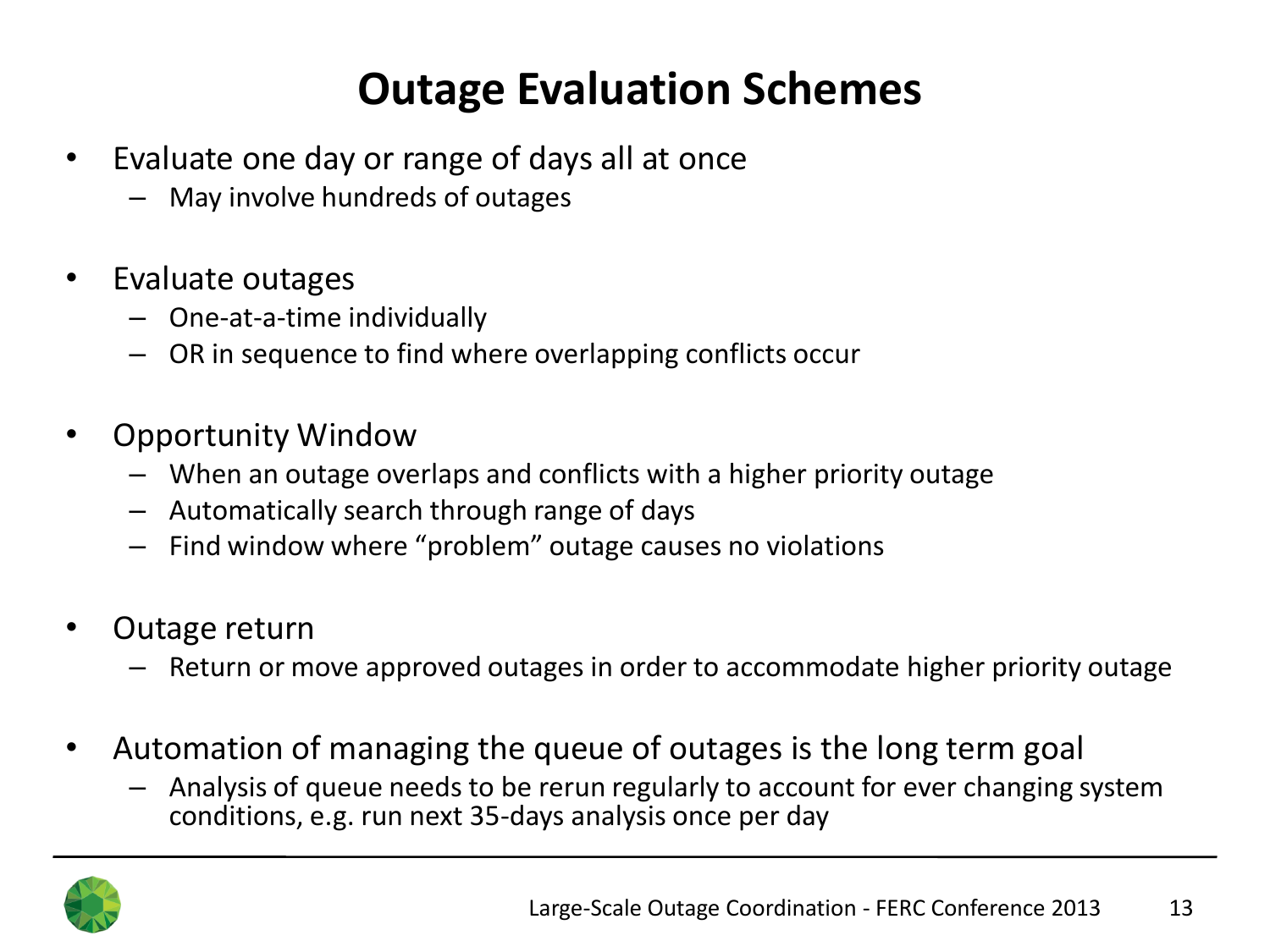# Outage Evaluation Schemes

- Evaluate one day or range of days all at once
  - May involve hundreds of outages
- Evaluate outages
  - One-at-a-time individually
  - OR in sequence to find where overlapping conflicts occur
- Opportunity Window
  - When an outage overlaps and conflicts with a higher priority outage
  - Automatically search through range of days
  - Find window where "problem" outage causes no violations
- Outage return
  - Return or move approved outages in order to accommodate higher priority outage
- Automation of managing the queue of outages is the long term goal
  - Analysis of queue needs to be rerun regularly to account for ever changing system conditions, e.g. run next 35-days analysis once per day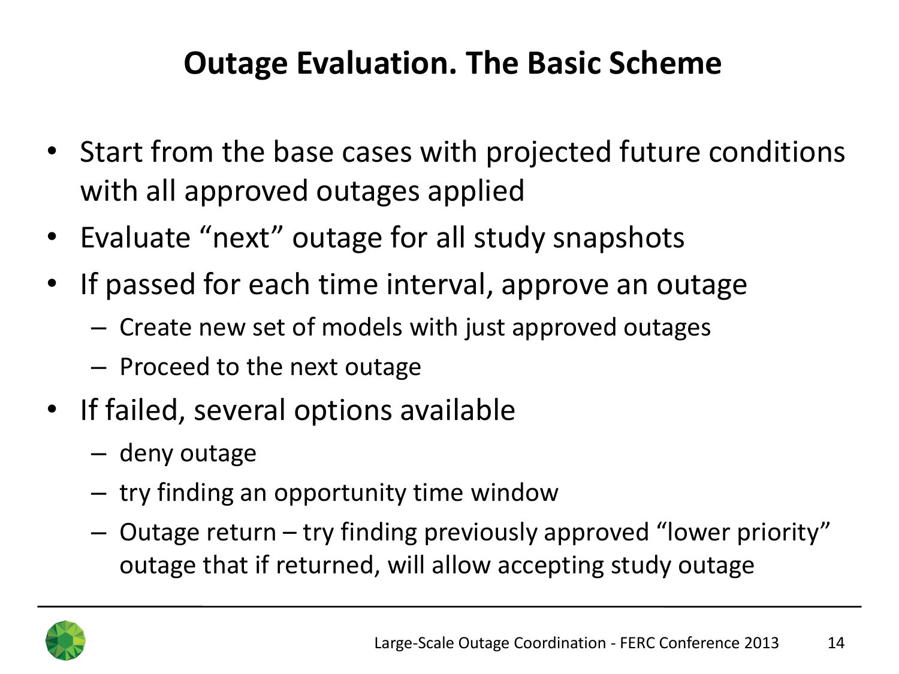# Outage Evaluation. The Basic Scheme

- Start from the base cases with projected future conditions with all approved outages applied
- Evaluate "next" outage for all study snapshots
- If passed for each time interval, approve an outage
  - Create new set of models with just approved outages
  - Proceed to the next outage
- If failed, several options available
  - deny outage
  - try finding an opportunity time window
  - Outage return – try finding previously approved "lower priority" outage that if returned, will allow accepting study outage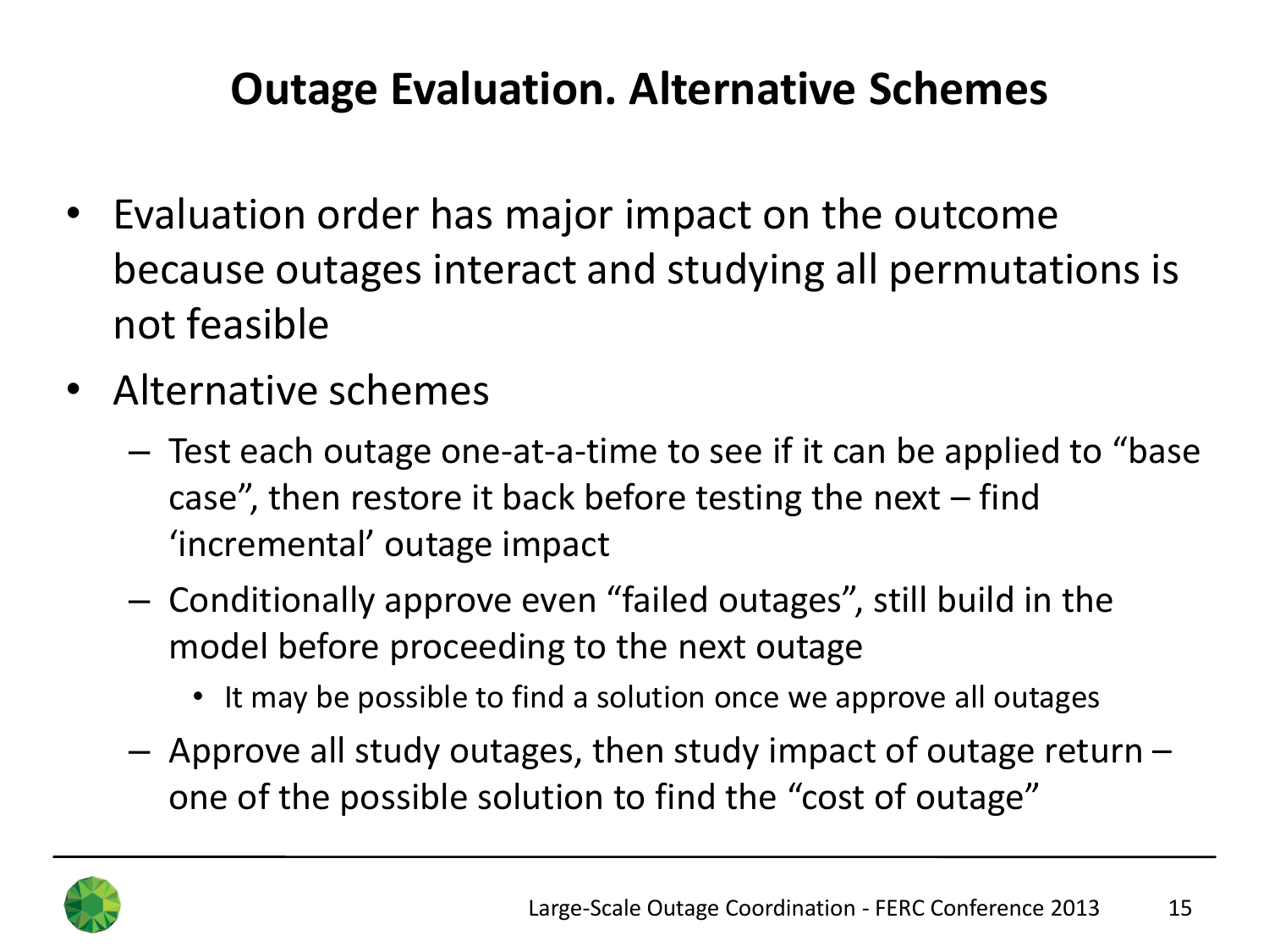# Outage Evaluation. Alternative Schemes

- Evaluation order has major impact on the outcome because outages interact and studying all permutations is not feasible
- Alternative schemes
  - Test each outage one-at-a-time to see if it can be applied to "base case", then restore it back before testing the next – find 'incremental' outage impact
  - Conditionally approve even "failed outages", still build in the model before proceeding to the next outage
    - It may be possible to find a solution once we approve all outages
  - Approve all study outages, then study impact of outage return – one of the possible solution to find the "cost of outage"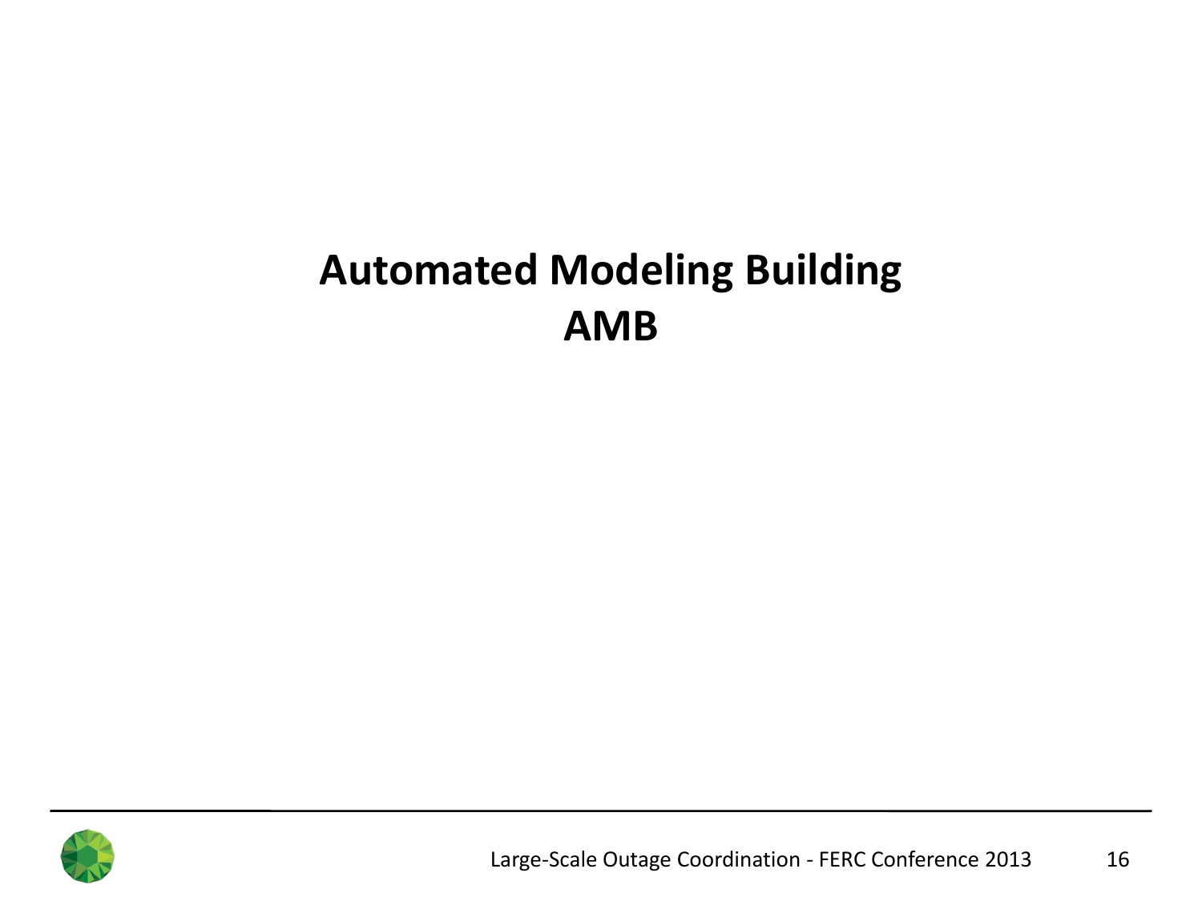# Automated Modeling Building
# AMB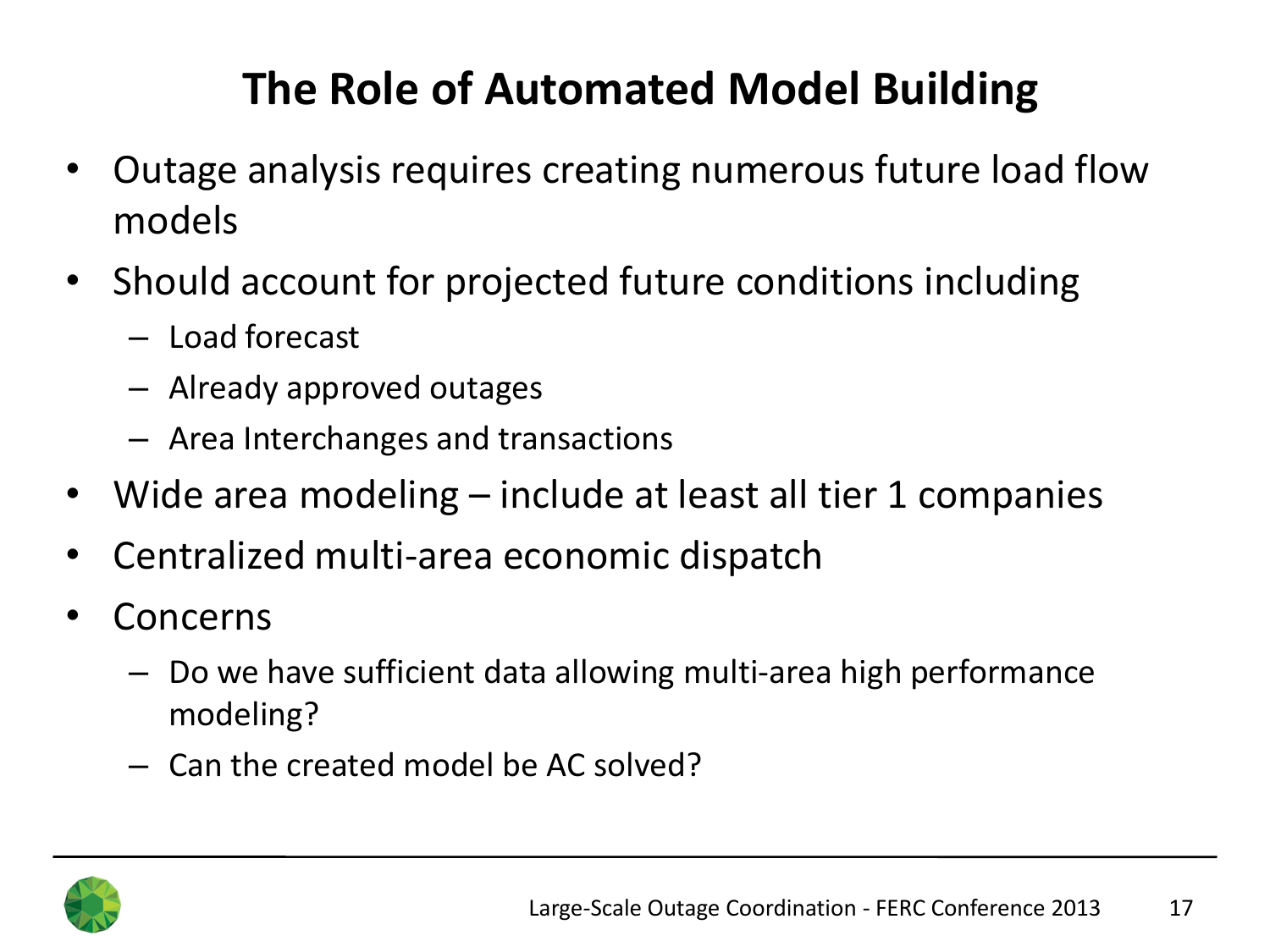# The Role of Automated Model Building

- Outage analysis requires creating numerous future load flow models
- Should account for projected future conditions including
  - Load forecast
  - Already approved outages
  - Area Interchanges and transactions
- Wide area modeling – include at least all tier 1 companies
- Centralized multi-area economic dispatch
- Concerns
  - Do we have sufficient data allowing multi-area high performance modeling?
  - Can the created model be AC solved?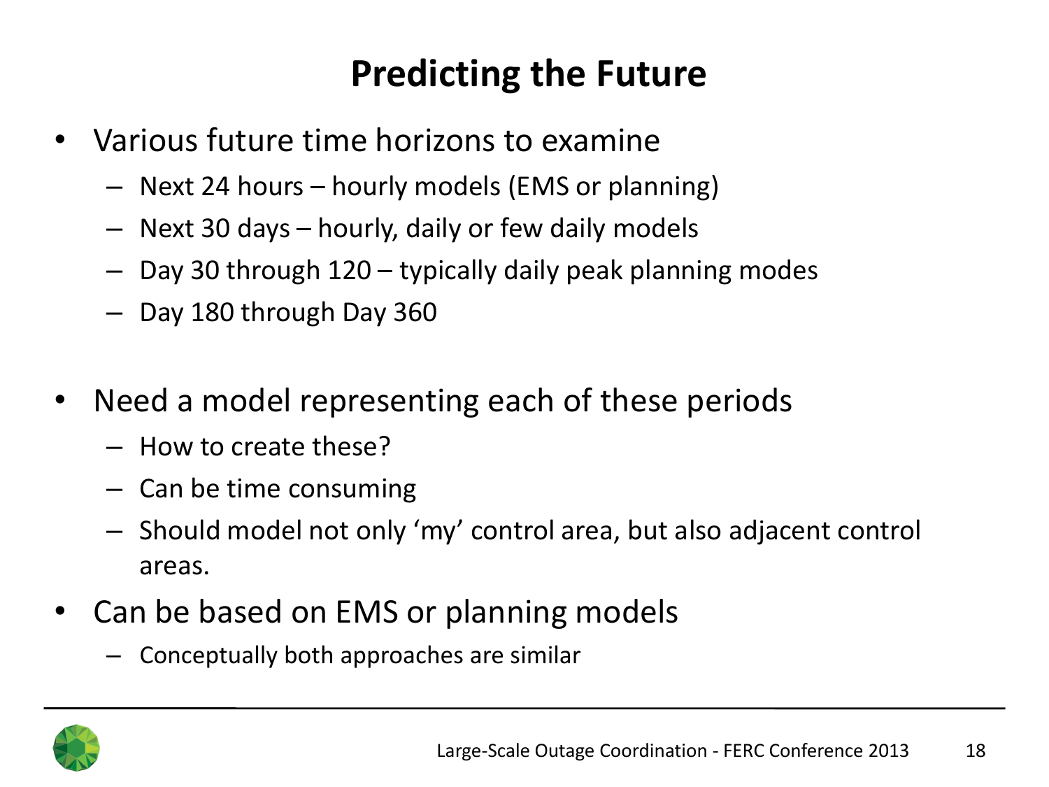# Predicting the Future

- Various future time horizons to examine
  - Next 24 hours – hourly models (EMS or planning)
  - Next 30 days – hourly, daily or few daily models
  - Day 30 through 120 – typically daily peak planning modes
  - Day 180 through Day 360
- Need a model representing each of these periods
  - How to create these?
  - Can be time consuming
  - Should model not only 'my' control area, but also adjacent control areas.
- Can be based on EMS or planning models
  - Conceptually both approaches are similar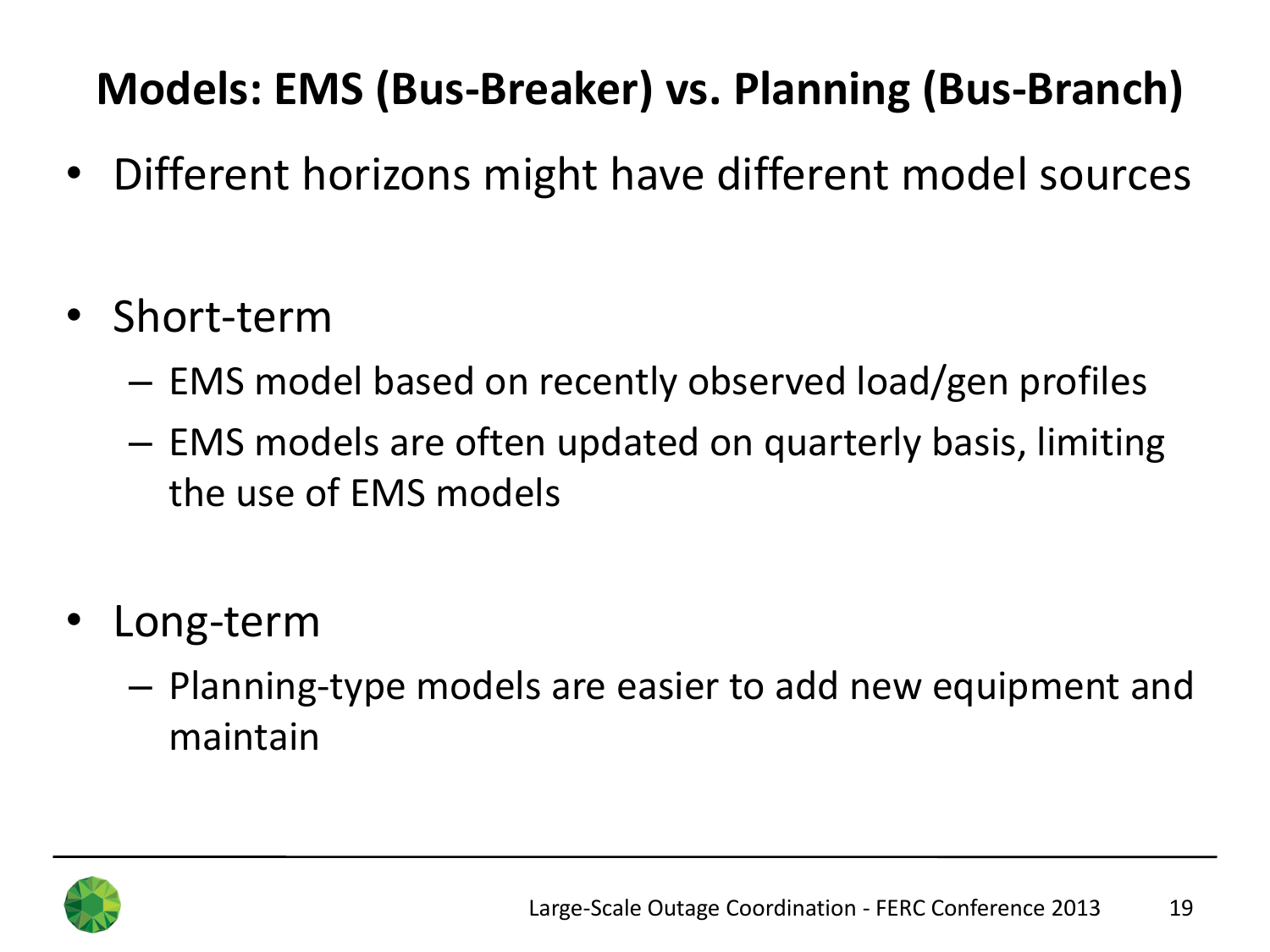# Models: EMS (Bus-Breaker) vs. Planning (Bus-Branch)

- Different horizons might have different model sources
- Short-term
  - EMS model based on recently observed load/gen profiles
  - EMS models are often updated on quarterly basis, limiting the use of EMS models
- Long-term
  - Planning-type models are easier to add new equipment and maintain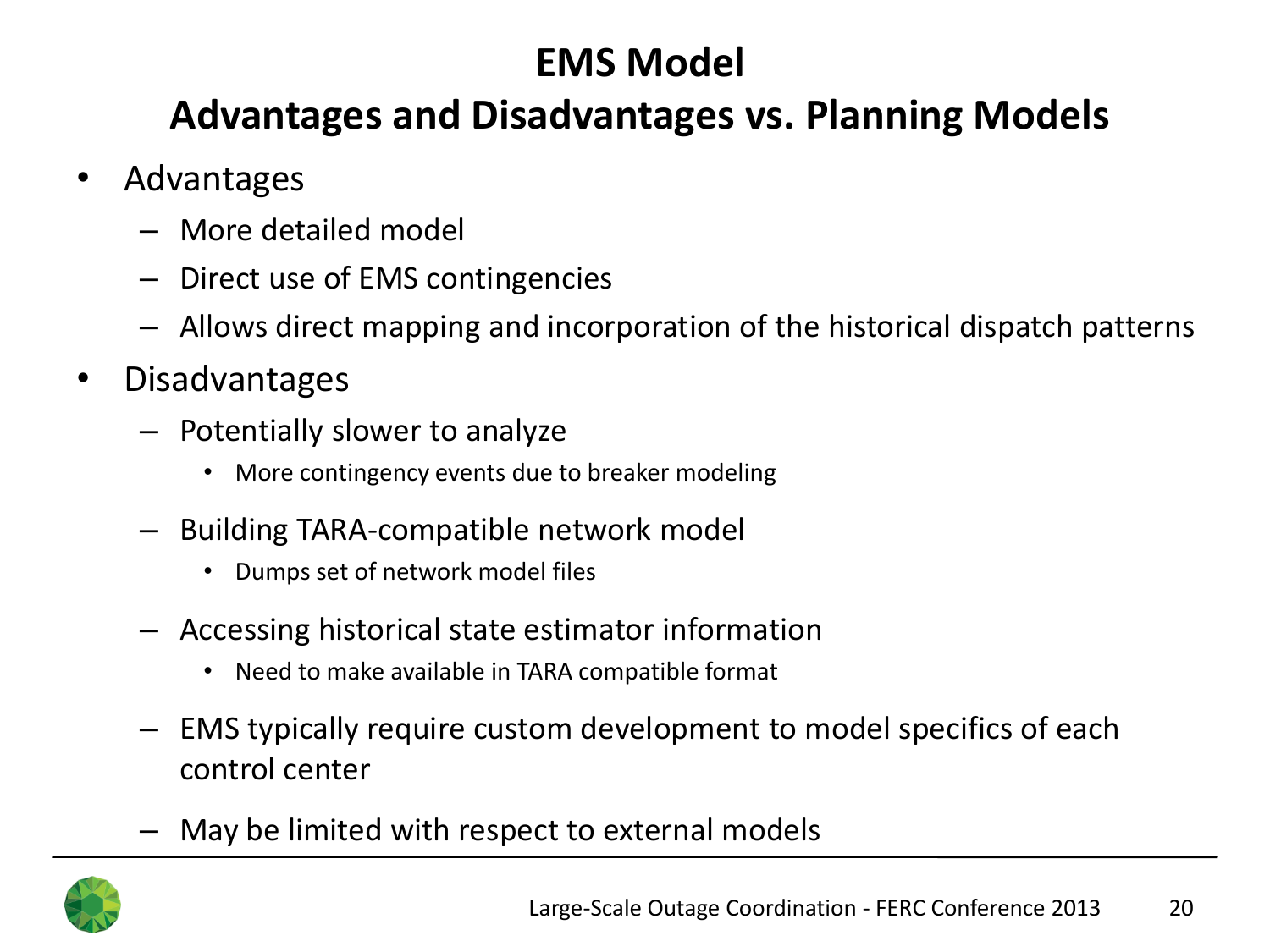# EMS Model
## Advantages and Disadvantages vs. Planning Models

- Advantages
  - More detailed model
  - Direct use of EMS contingencies
  - Allows direct mapping and incorporation of the historical dispatch patterns
- Disadvantages
  - Potentially slower to analyze
    - More contingency events due to breaker modeling
  - Building TARA-compatible network model
    - Dumps set of network model files
  - Accessing historical state estimator information
    - Need to make available in TARA compatible format
  - EMS typically require custom development to model specifics of each control center
  - May be limited with respect to external models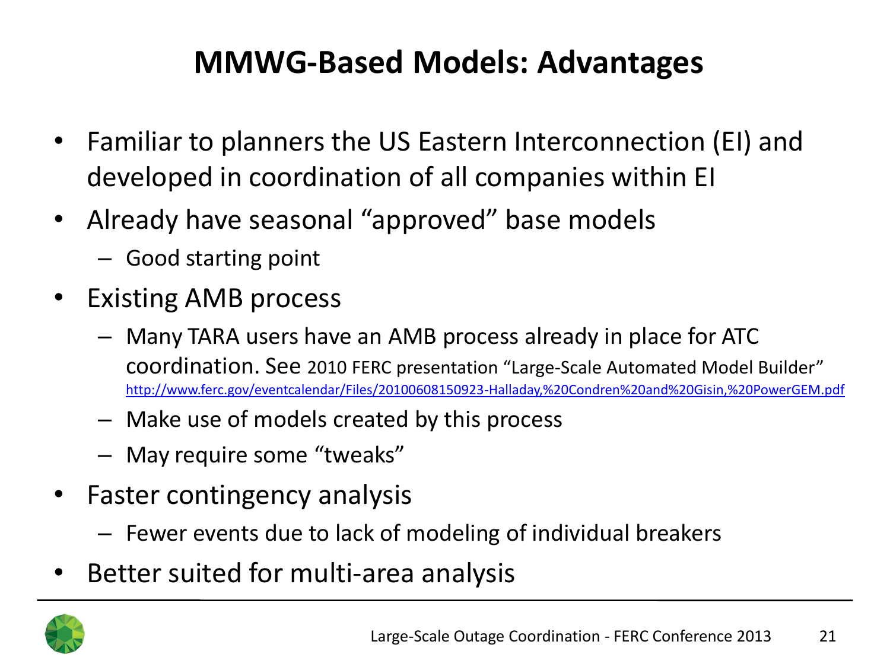# MMWG-Based Models: Advantages

- Familiar to planners the US Eastern Interconnection (EI) and developed in coordination of all companies within EI
- Already have seasonal "approved" base models
  - Good starting point
- Existing AMB process
  - Many TARA users have an AMB process already in place for ATC coordination. See 2010 FERC presentation "Large-Scale Automated Model Builder" http://www.ferc.gov/eventcalendar/Files/20100608150923-Halladay,%20Condren%20and%20Gisin,%20PowerGEM.pdf
  - Make use of models created by this process
  - May require some "tweaks"
- Faster contingency analysis
  - Fewer events due to lack of modeling of individual breakers
- Better suited for multi-area analysis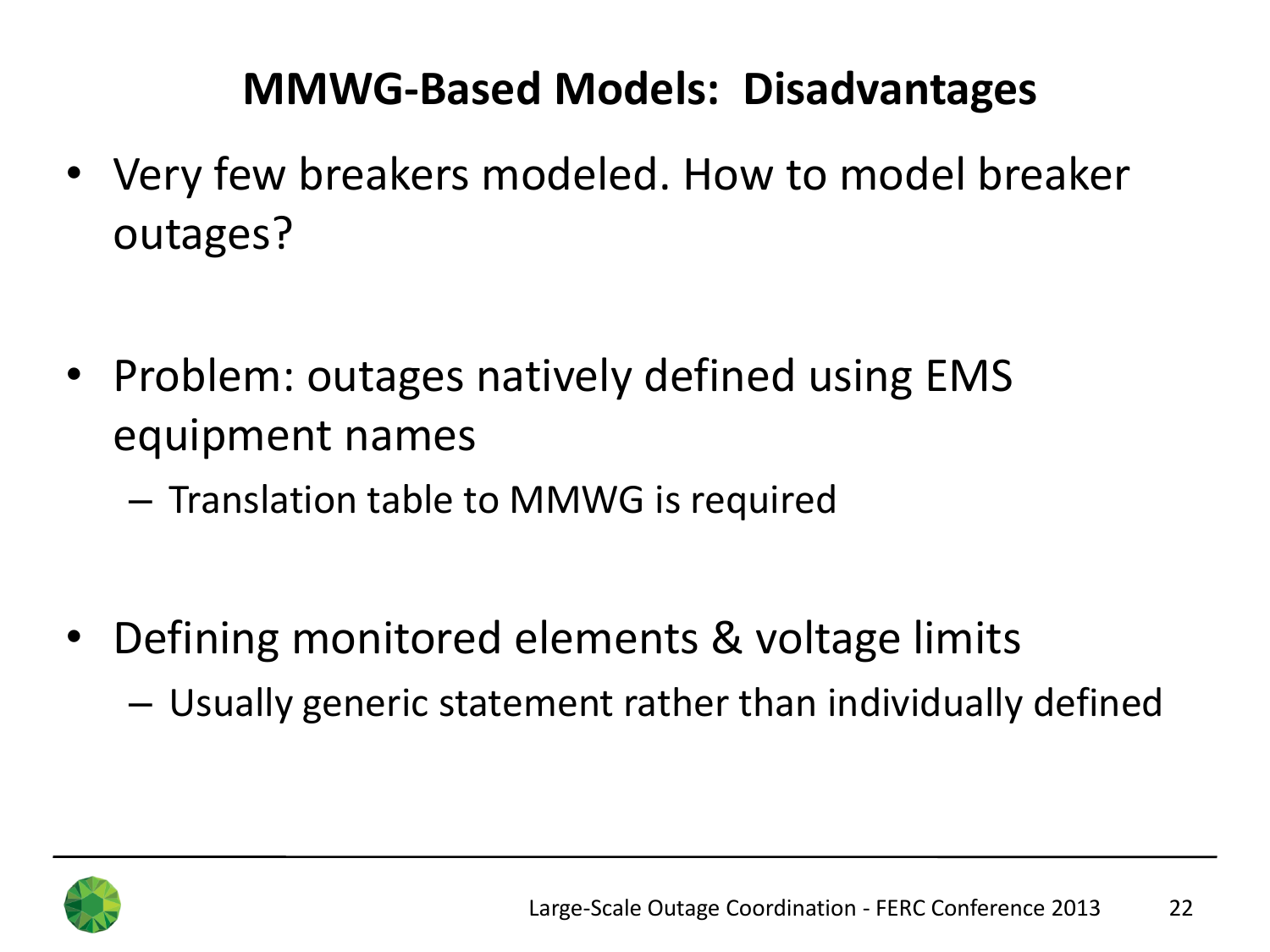# MMWG-Based Models: Disadvantages

- Very few breakers modeled. How to model breaker outages?

- Problem: outages natively defined using EMS equipment names
  - Translation table to MMWG is required

- Defining monitored elements & voltage limits
  - Usually generic statement rather than individually defined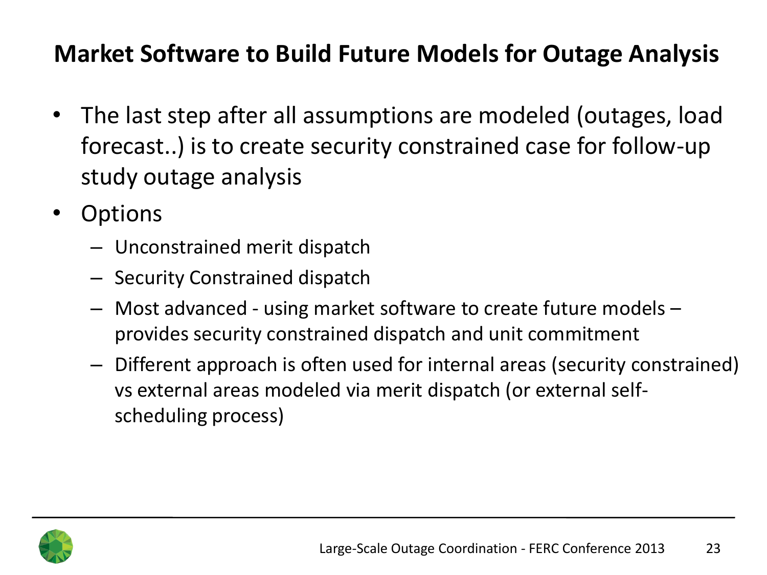# Market Software to Build Future Models for Outage Analysis

- The last step after all assumptions are modeled (outages, load forecast..) is to create security constrained case for follow-up study outage analysis
- Options
  - Unconstrained merit dispatch
  - Security Constrained dispatch
  - Most advanced - using market software to create future models – provides security constrained dispatch and unit commitment
  - Different approach is often used for internal areas (security constrained) vs external areas modeled via merit dispatch (or external self-scheduling process)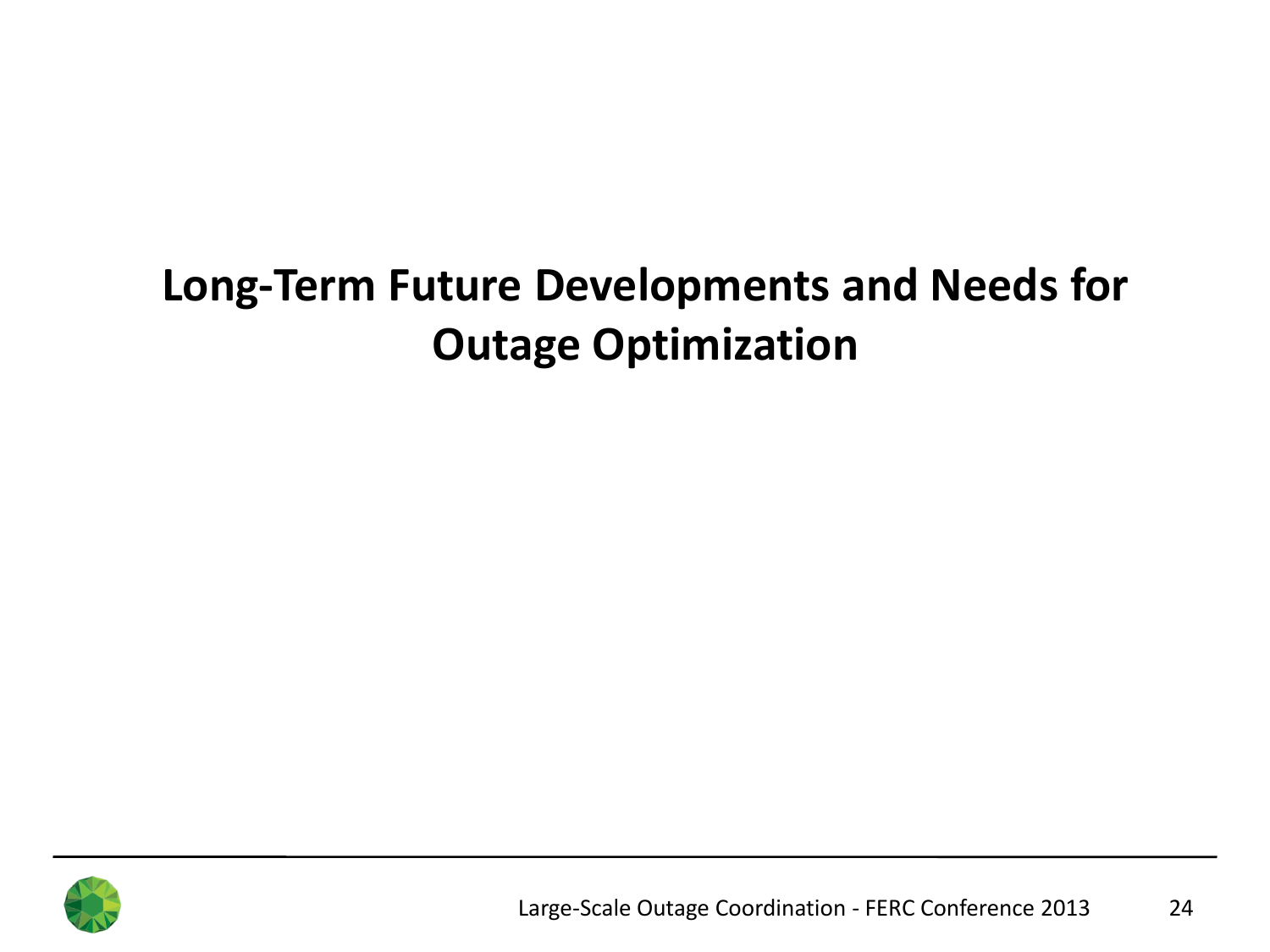# Long-Term Future Developments and Needs for Outage Optimization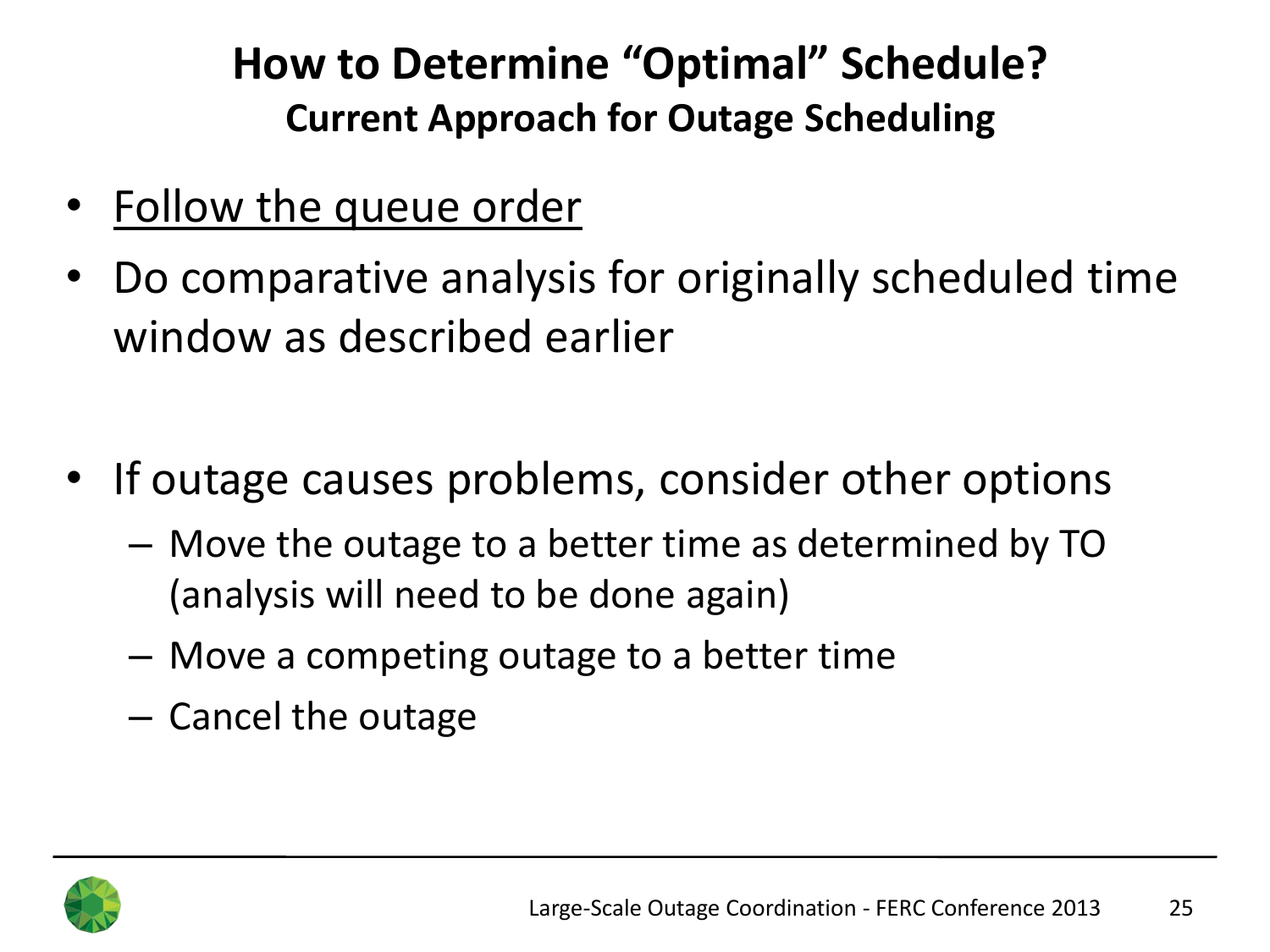# How to Determine "Optimal" Schedule?

## Current Approach for Outage Scheduling

- <u>Follow the queue order</u>
- Do comparative analysis for originally scheduled time window as described earlier
- If outage causes problems, consider other options
  - Move the outage to a better time as determined by TO (analysis will need to be done again)
  - Move a competing outage to a better time
  - Cancel the outage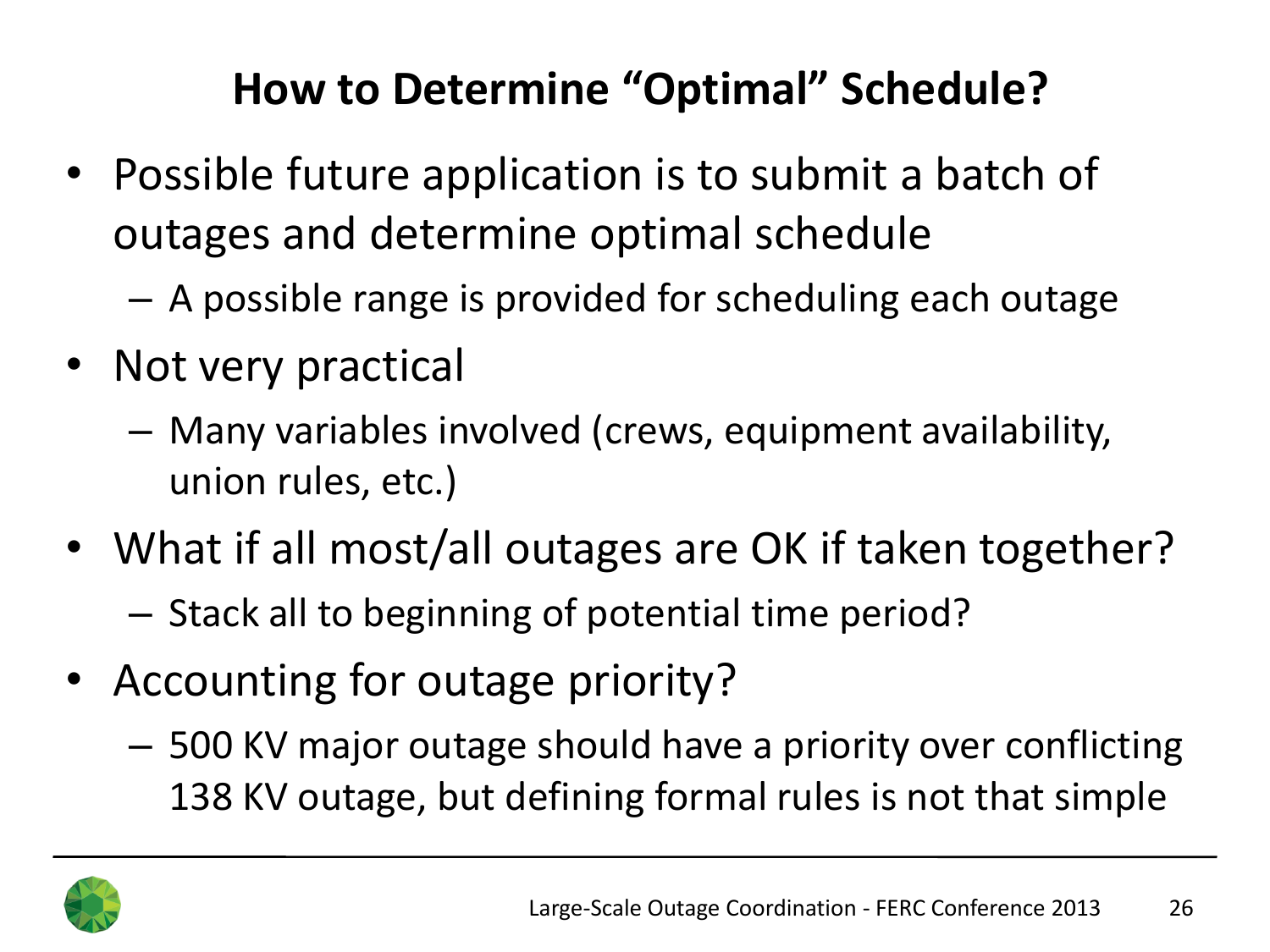# How to Determine “Optimal” Schedule?

- Possible future application is to submit a batch of outages and determine optimal schedule
  - A possible range is provided for scheduling each outage
- Not very practical
  - Many variables involved (crews, equipment availability, union rules, etc.)
- What if all most/all outages are OK if taken together?
  - Stack all to beginning of potential time period?
- Accounting for outage priority?
  - 500 KV major outage should have a priority over conflicting 138 KV outage, but defining formal rules is not that simple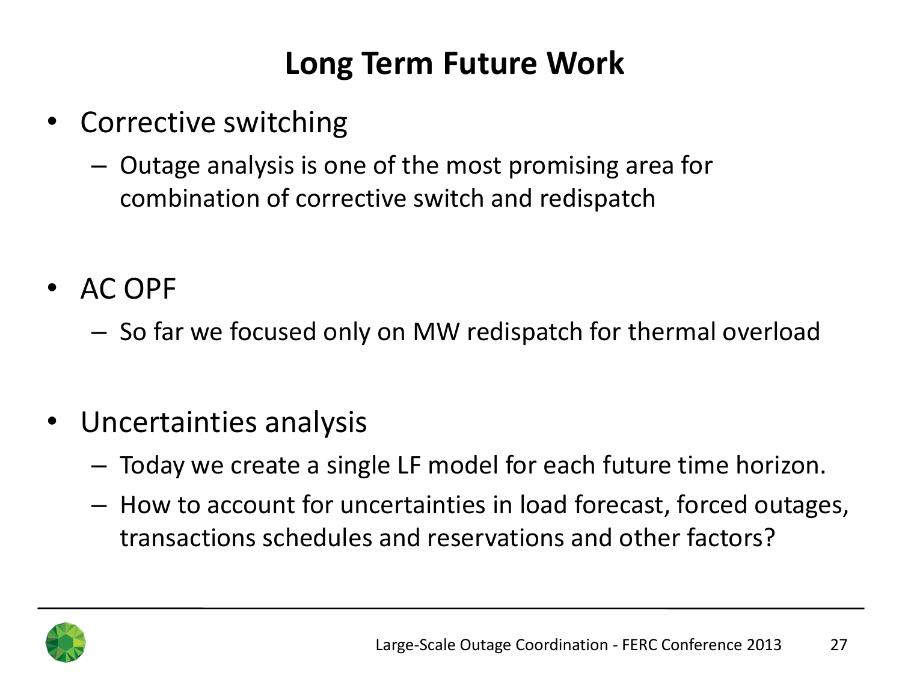# Long Term Future Work

- Corrective switching
  - Outage analysis is one of the most promising area for combination of corrective switch and redispatch
- AC OPF
  - So far we focused only on MW redispatch for thermal overload
- Uncertainties analysis
  - Today we create a single LF model for each future time horizon.
  - How to account for uncertainties in load forecast, forced outages, transactions schedules and reservations and other factors?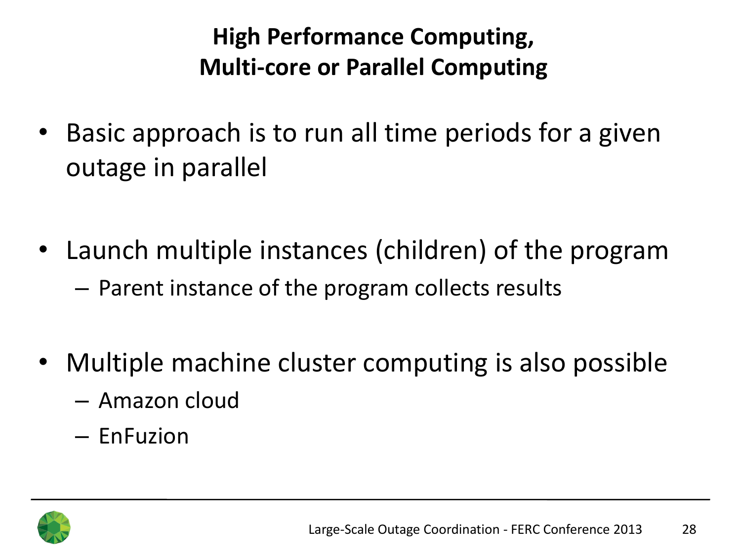# High Performance Computing, Multi-core or Parallel Computing

- Basic approach is to run all time periods for a given outage in parallel
- Launch multiple instances (children) of the program
  - Parent instance of the program collects results
- Multiple machine cluster computing is also possible
  - Amazon cloud
  - EnFuzion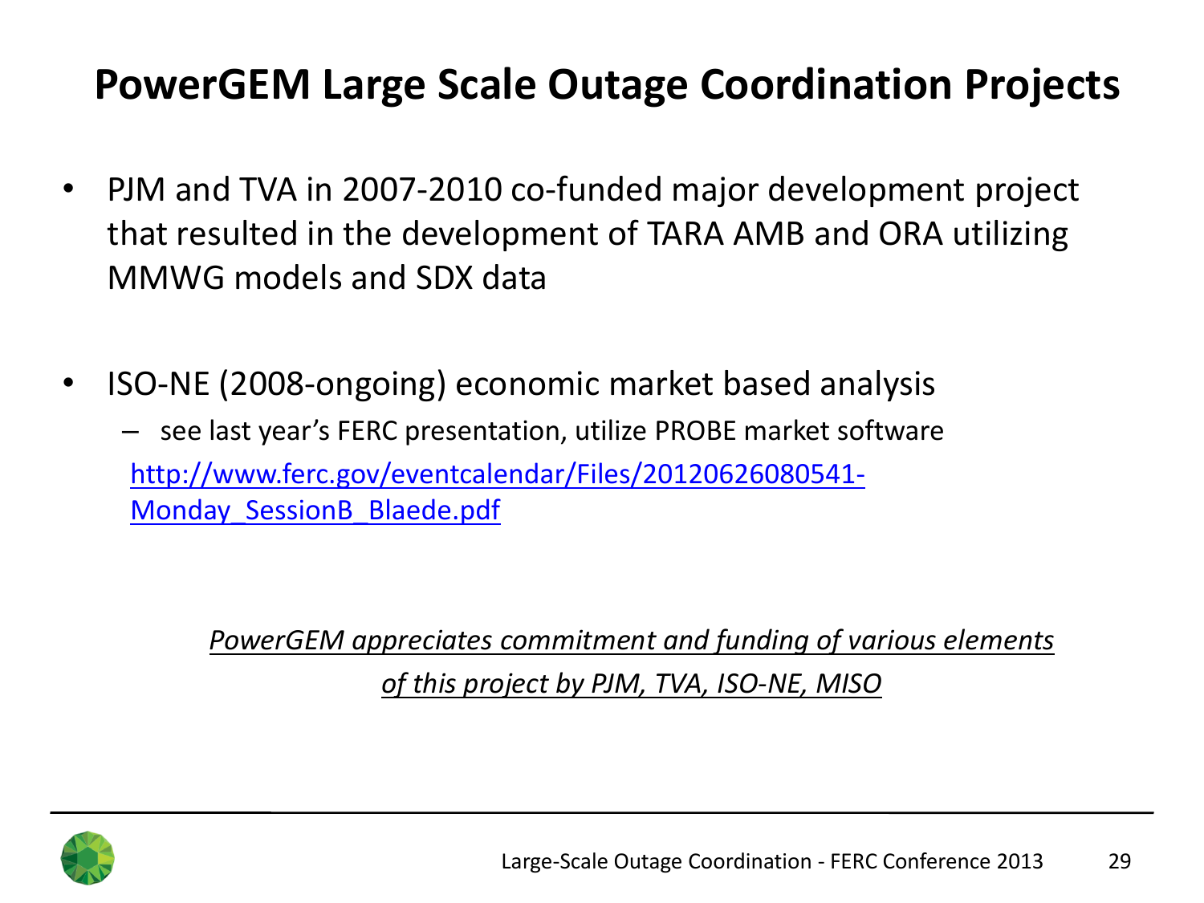# PowerGEM Large Scale Outage Coordination Projects

- PJM and TVA in 2007-2010 co-funded major development project that resulted in the development of TARA AMB and ORA utilizing MMWG models and SDX data

- ISO-NE (2008-ongoing) economic market based analysis
  - see last year's FERC presentation, utilize PROBE market software

  [http://www.ferc.gov/eventcalendar/Files/20120626080541-Monday_SessionB_Blaede.pdf](http://www.ferc.gov/eventcalendar/Files/20120626080541-Monday_SessionB_Blaede.pdf)

*PowerGEM appreciates commitment and funding of various elements of this project by PJM, TVA, ISO-NE, MISO*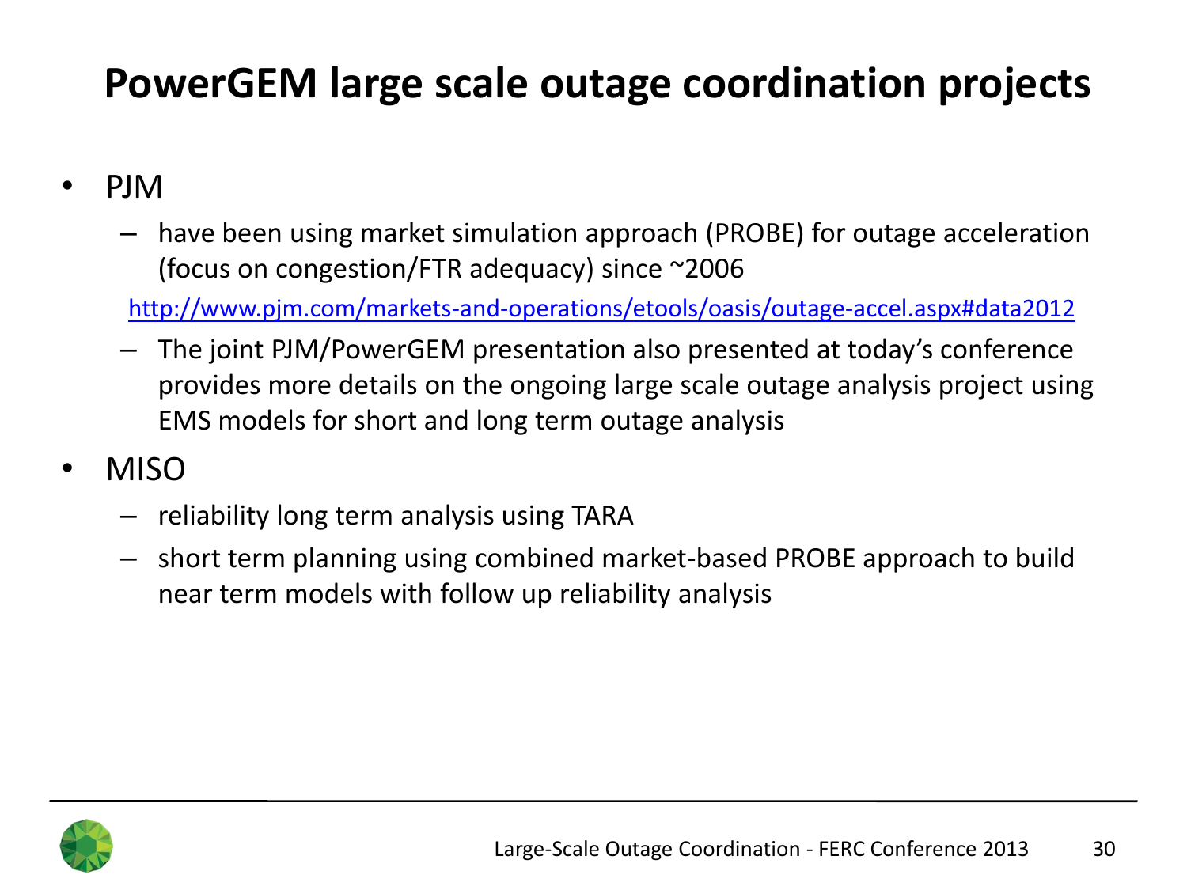# PowerGEM large scale outage coordination projects

- PJM
  - have been using market simulation approach (PROBE) for outage acceleration (focus on congestion/FTR adequacy) since ~2006

    http://www.pjm.com/markets-and-operations/etools/oasis/outage-accel.aspx#data2012
  - The joint PJM/PowerGEM presentation also presented at today's conference provides more details on the ongoing large scale outage analysis project using EMS models for short and long term outage analysis
- MISO
  - reliability long term analysis using TARA
  - short term planning using combined market-based PROBE approach to build near term models with follow up reliability analysis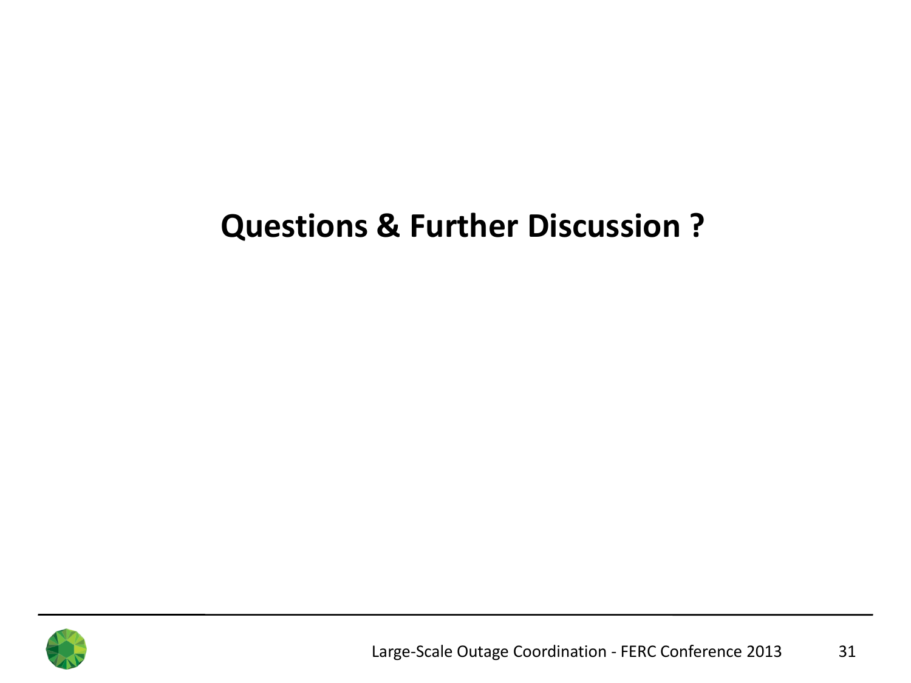# Questions & Further Discussion ?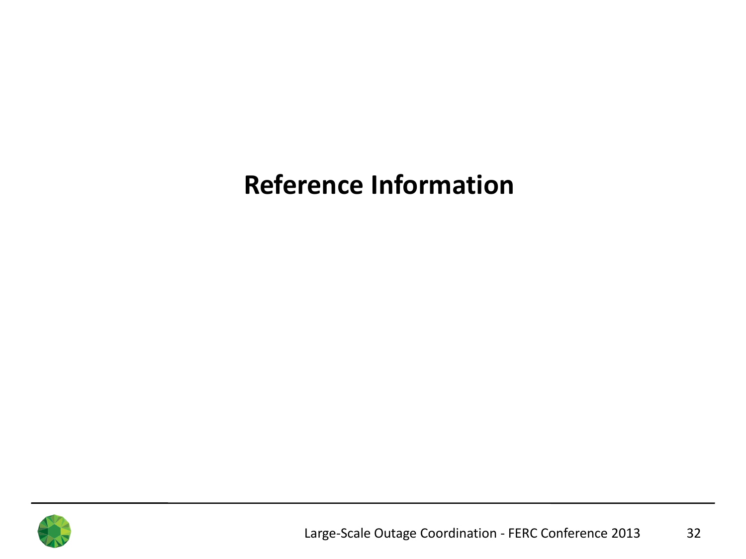# Reference Information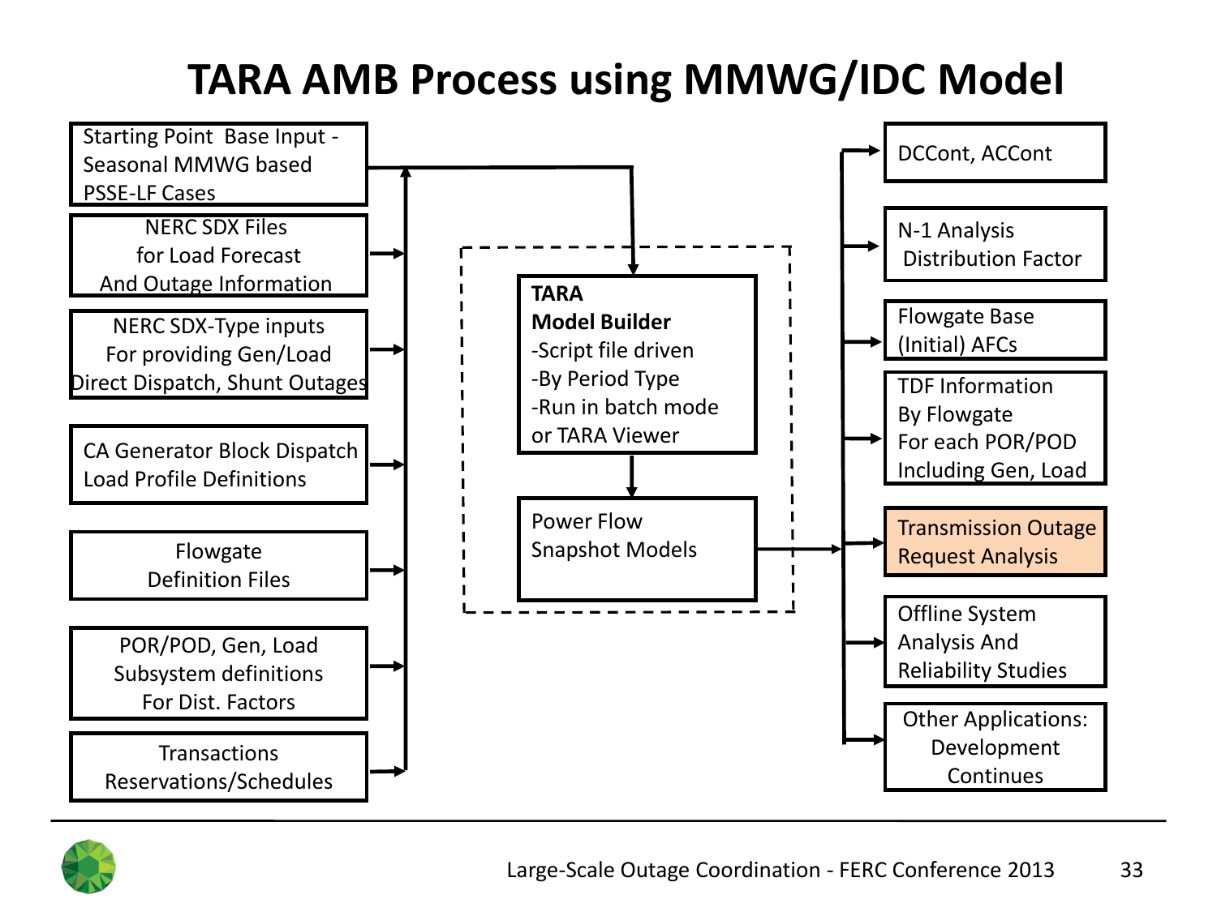# TARA AMB Process using MMWG/IDC Model

**Inputs:**

- Starting Point Base Input - Seasonal MMWG based PSSE-LF Cases
- NERC SDX Files for Load Forecast And Outage Information
- NERC SDX-Type inputs For providing Gen/Load Direct Dispatch, Shunt Outages
- CA Generator Block Dispatch Load Profile Definitions
- Flowgate Definition Files
- POR/POD, Gen, Load Subsystem definitions For Dist. Factors
- Transactions Reservations/Schedules

**TARA Model Builder**
- -Script file driven
- -By Period Type
- -Run in batch mode or TARA Viewer

→ Power Flow Snapshot Models

**Outputs:**

- DCCont, ACCont
- N-1 Analysis Distribution Factor
- Flowgate Base (Initial) AFCs
- TDF Information By Flowgate For each POR/POD Including Gen, Load
- Transmission Outage Request Analysis
- Offline System Analysis And Reliability Studies
- Other Applications: Development Continues

Large-Scale Outage Coordination - FERC Conference 2013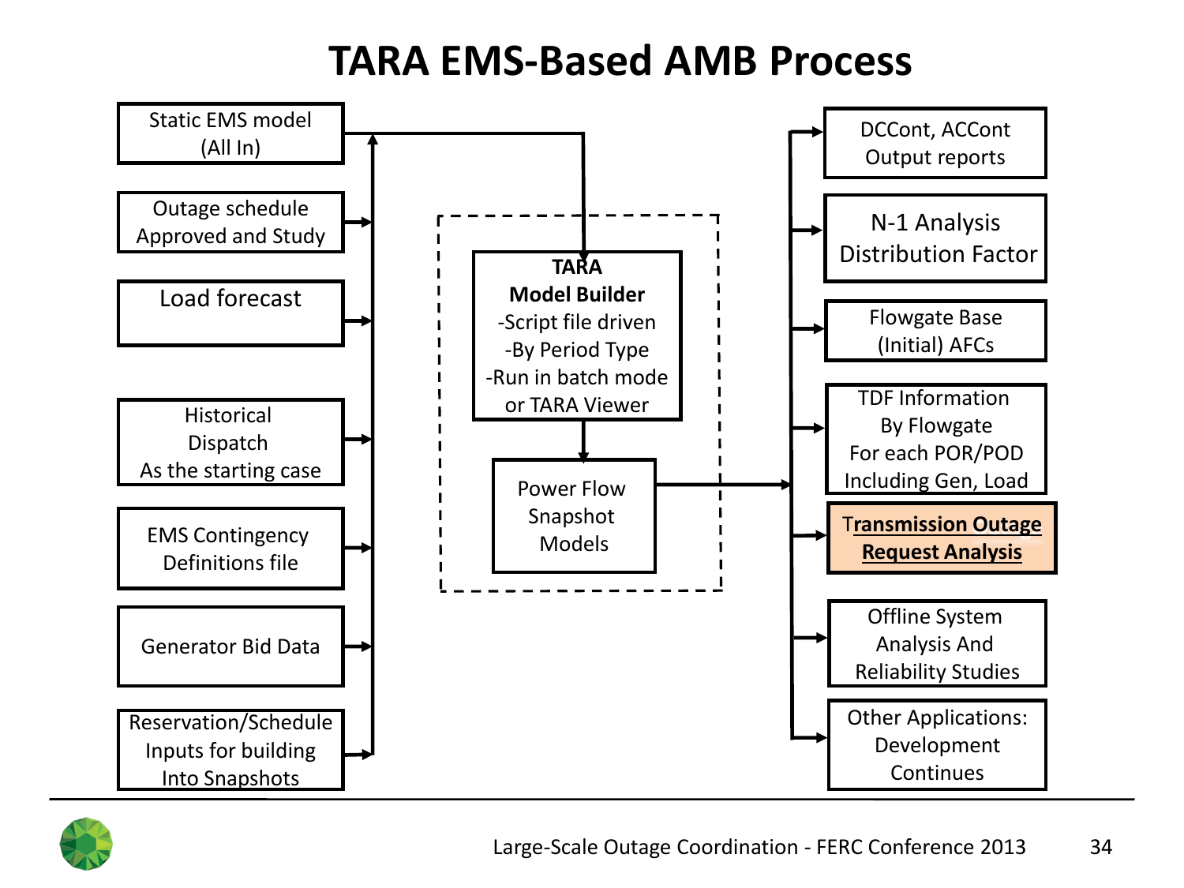# TARA EMS-Based AMB Process

Static EMS model (All In)

Outage schedule Approved and Study

Load forecast

Historical Dispatch As the starting case

EMS Contingency Definitions file

Generator Bid Data

Reservation/Schedule Inputs for building Into Snapshots

**TARA**
**Model Builder**
-Script file driven
-By Period Type
-Run in batch mode or TARA Viewer

Power Flow Snapshot Models

DCCont, ACCont Output reports

N-1 Analysis Distribution Factor

Flowgate Base (Initial) AFCs

TDF Information By Flowgate For each POR/POD Including Gen, Load

**Transmission Outage Request Analysis**

Offline System Analysis And Reliability Studies

Other Applications: Development Continues